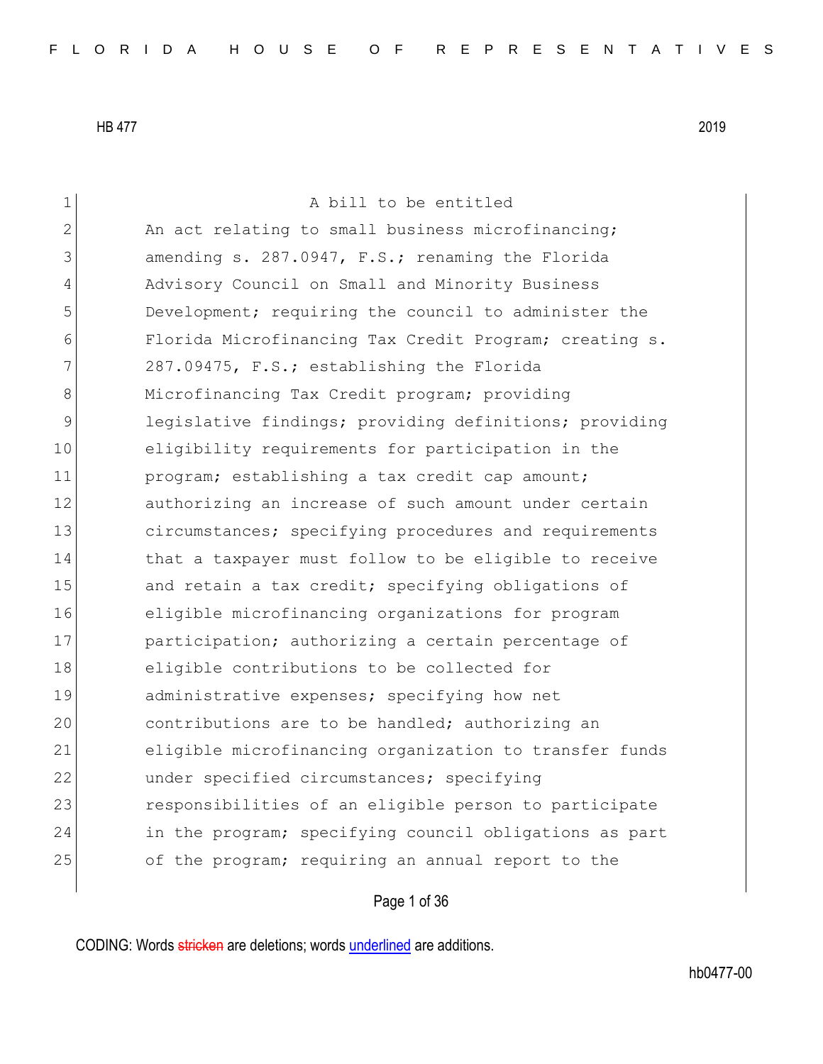HB 477 2019

A bill to be entitled

An act relating to small business microfinancing; amending s. 287.0947, F.S.; renaming the Florida Advisory Council on Small and Minority Business Development; requiring the council to administer the Florida Microfinancing Tax Credit Program; creating s. 287.09475, F.S.; establishing the Florida Microfinancing Tax Credit program; providing legislative findings; providing definitions; providing eligibility requirements for participation in the program; establishing a tax credit cap amount; authorizing an increase of such amount under certain circumstances; specifying procedures and requirements that a taxpayer must follow to be eligible to receive and retain a tax credit; specifying obligations of eligible microfinancing organizations for program participation; authorizing a certain percentage of eligible contributions to be collected for administrative expenses; specifying how net contributions are to be handled; authorizing an eligible microfinancing organization to transfer funds under specified circumstances; specifying responsibilities of an eligible person to participate in the program; specifying council obligations as part of the program; requiring an annual report to the

CODING: Words stricken are deletions; words underlined are additions.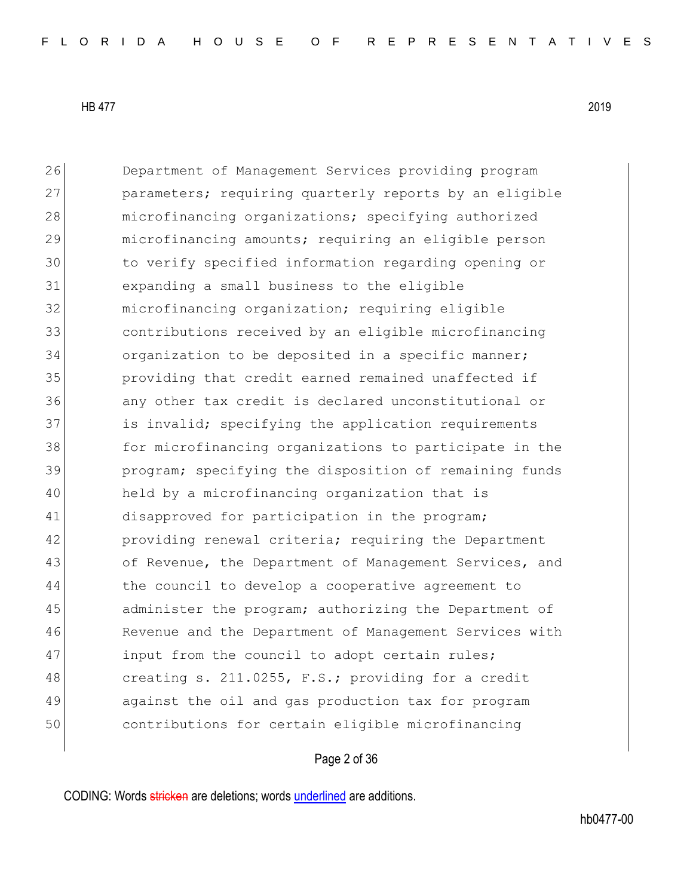26 Department of Management Services providing program
27 parameters; requiring quarterly reports by an eligible
28 microfinancing organizations; specifying authorized
29 microfinancing amounts; requiring an eligible person
30 to verify specified information regarding opening or
31 expanding a small business to the eligible
32 microfinancing organization; requiring eligible
33 contributions received by an eligible microfinancing
34 organization to be deposited in a specific manner;
35 providing that credit earned remained unaffected if
36 any other tax credit is declared unconstitutional or
37 is invalid; specifying the application requirements
38 for microfinancing organizations to participate in the
39 program; specifying the disposition of remaining funds
40 held by a microfinancing organization that is
41 disapproved for participation in the program;
42 providing renewal criteria; requiring the Department
43 of Revenue, the Department of Management Services, and
44 the council to develop a cooperative agreement to
45 administer the program; authorizing the Department of
46 Revenue and the Department of Management Services with
47 input from the council to adopt certain rules;
48 creating s. 211.0255, F.S.; providing for a credit
49 against the oil and gas production tax for program
50 contributions for certain eligible microfinancing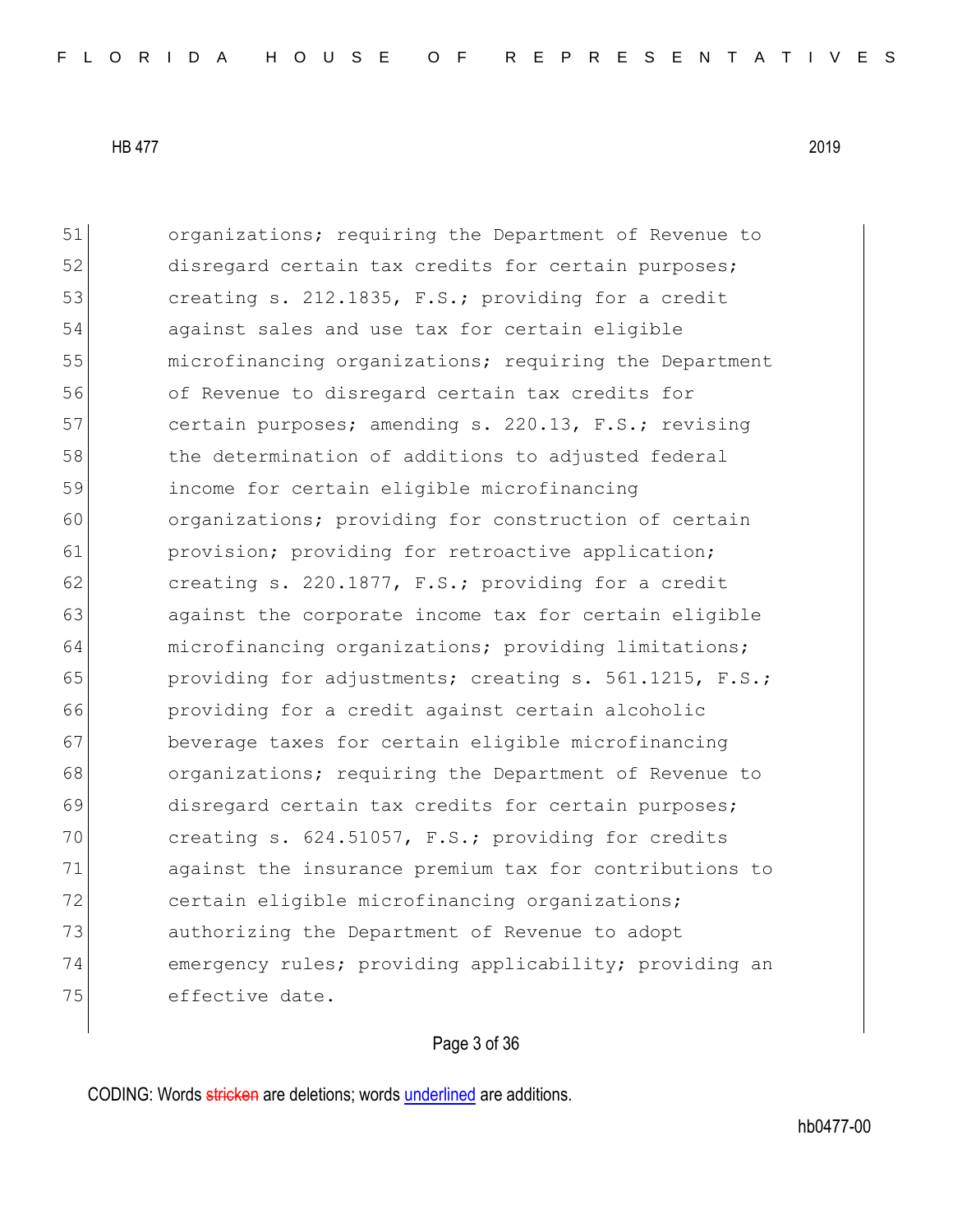51 organizations; requiring the Department of Revenue to
52 disregard certain tax credits for certain purposes;
53 creating s. 212.1835, F.S.; providing for a credit
54 against sales and use tax for certain eligible
55 microfinancing organizations; requiring the Department
56 of Revenue to disregard certain tax credits for
57 certain purposes; amending s. 220.13, F.S.; revising
58 the determination of additions to adjusted federal
59 income for certain eligible microfinancing
60 organizations; providing for construction of certain
61 provision; providing for retroactive application;
62 creating s. 220.1877, F.S.; providing for a credit
63 against the corporate income tax for certain eligible
64 microfinancing organizations; providing limitations;
65 providing for adjustments; creating s. 561.1215, F.S.;
66 providing for a credit against certain alcoholic
67 beverage taxes for certain eligible microfinancing
68 organizations; requiring the Department of Revenue to
69 disregard certain tax credits for certain purposes;
70 creating s. 624.51057, F.S.; providing for credits
71 against the insurance premium tax for contributions to
72 certain eligible microfinancing organizations;
73 authorizing the Department of Revenue to adopt
74 emergency rules; providing applicability; providing an
75 effective date.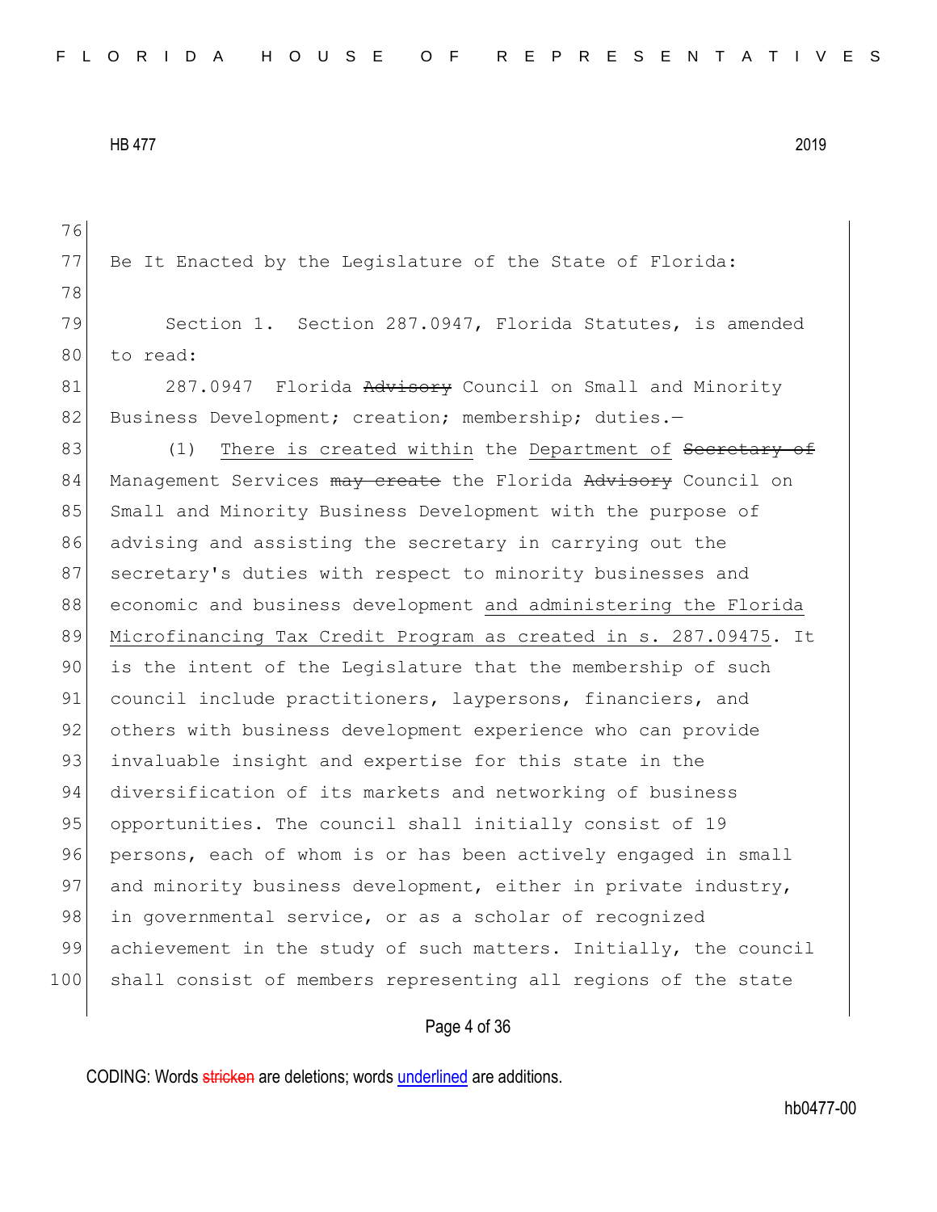Be It Enacted by the Legislature of the State of Florida:

Section 1. Section 287.0947, Florida Statutes, is amended to read:

287.0947 Florida ~~Advisory~~ Council on Small and Minority Business Development; creation; membership; duties.—

(1) There is created within the Department of ~~Secretary of~~ Management Services ~~may create~~ the Florida ~~Advisory~~ Council on Small and Minority Business Development with the purpose of advising and assisting the secretary in carrying out the secretary's duties with respect to minority businesses and economic and business development and administering the Florida Microfinancing Tax Credit Program as created in s. 287.09475. It is the intent of the Legislature that the membership of such council include practitioners, laypersons, financiers, and others with business development experience who can provide invaluable insight and expertise for this state in the diversification of its markets and networking of business opportunities. The council shall initially consist of 19 persons, each of whom is or has been actively engaged in small and minority business development, either in private industry, in governmental service, or as a scholar of recognized achievement in the study of such matters. Initially, the council shall consist of members representing all regions of the state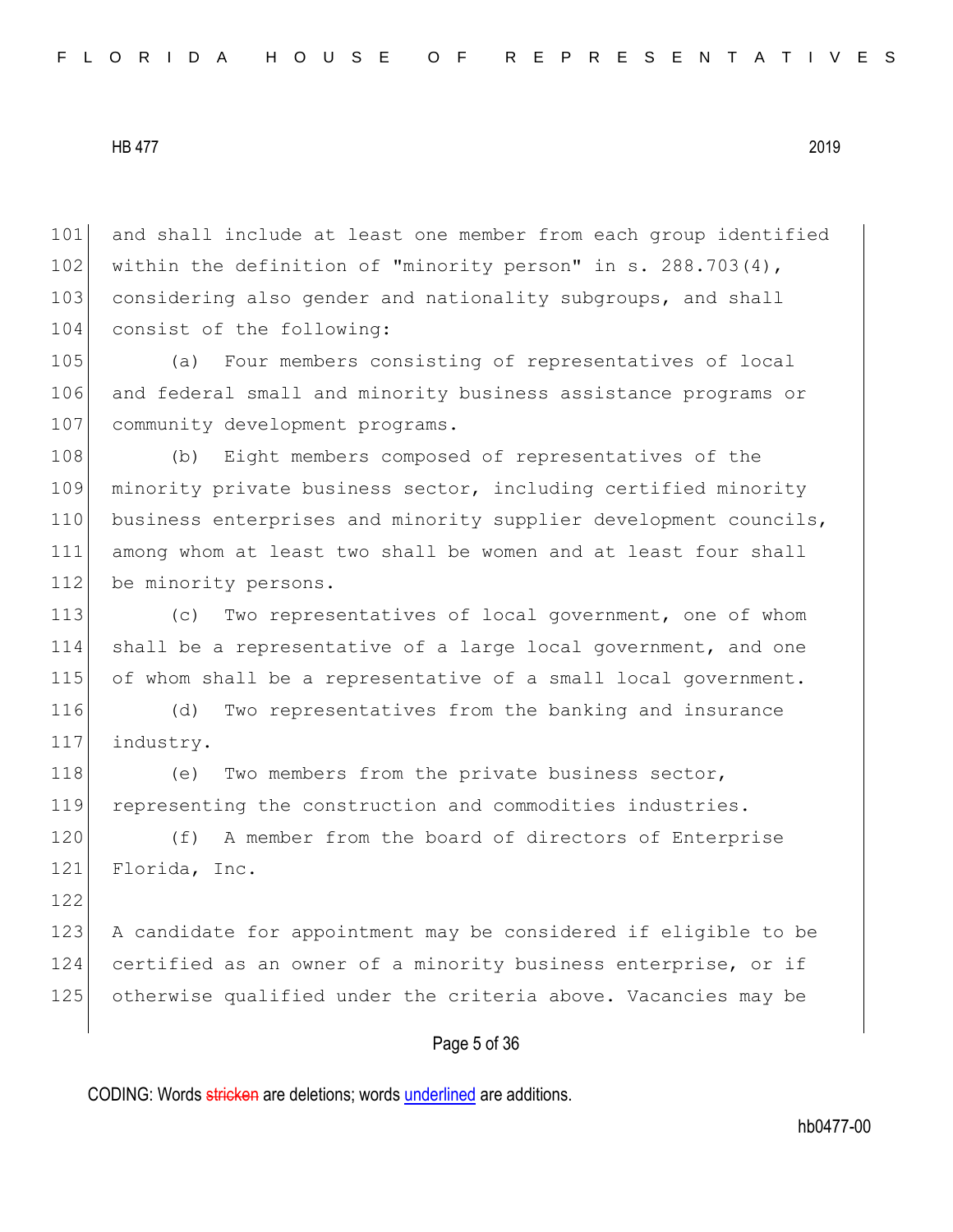and shall include at least one member from each group identified within the definition of "minority person" in s. 288.703(4), considering also gender and nationality subgroups, and shall consist of the following:

(a) Four members consisting of representatives of local and federal small and minority business assistance programs or community development programs.

(b) Eight members composed of representatives of the minority private business sector, including certified minority business enterprises and minority supplier development councils, among whom at least two shall be women and at least four shall be minority persons.

(c) Two representatives of local government, one of whom shall be a representative of a large local government, and one of whom shall be a representative of a small local government.

(d) Two representatives from the banking and insurance industry.

(e) Two members from the private business sector, representing the construction and commodities industries.

(f) A member from the board of directors of Enterprise Florida, Inc.

A candidate for appointment may be considered if eligible to be certified as an owner of a minority business enterprise, or if otherwise qualified under the criteria above. Vacancies may be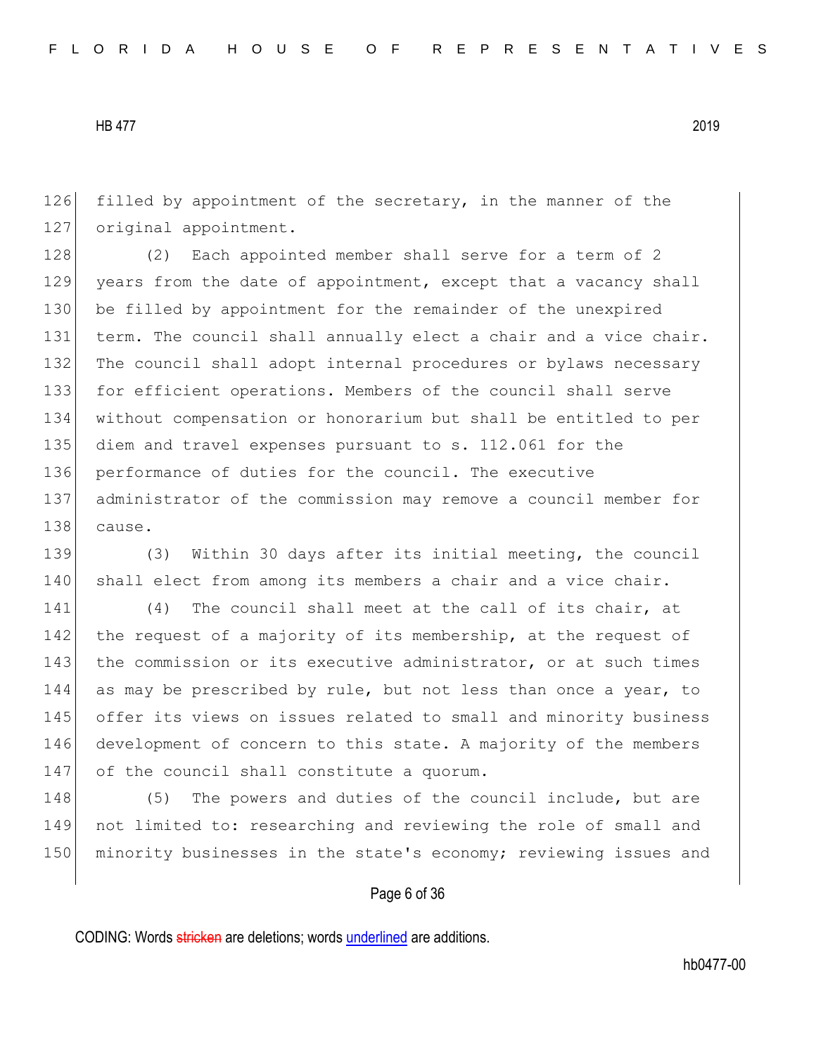filled by appointment of the secretary, in the manner of the original appointment.

(2) Each appointed member shall serve for a term of 2 years from the date of appointment, except that a vacancy shall be filled by appointment for the remainder of the unexpired term. The council shall annually elect a chair and a vice chair. The council shall adopt internal procedures or bylaws necessary for efficient operations. Members of the council shall serve without compensation or honorarium but shall be entitled to per diem and travel expenses pursuant to s. 112.061 for the performance of duties for the council. The executive administrator of the commission may remove a council member for cause.

(3) Within 30 days after its initial meeting, the council shall elect from among its members a chair and a vice chair.

(4) The council shall meet at the call of its chair, at the request of a majority of its membership, at the request of the commission or its executive administrator, or at such times as may be prescribed by rule, but not less than once a year, to offer its views on issues related to small and minority business development of concern to this state. A majority of the members of the council shall constitute a quorum.

(5) The powers and duties of the council include, but are not limited to: researching and reviewing the role of small and minority businesses in the state's economy; reviewing issues and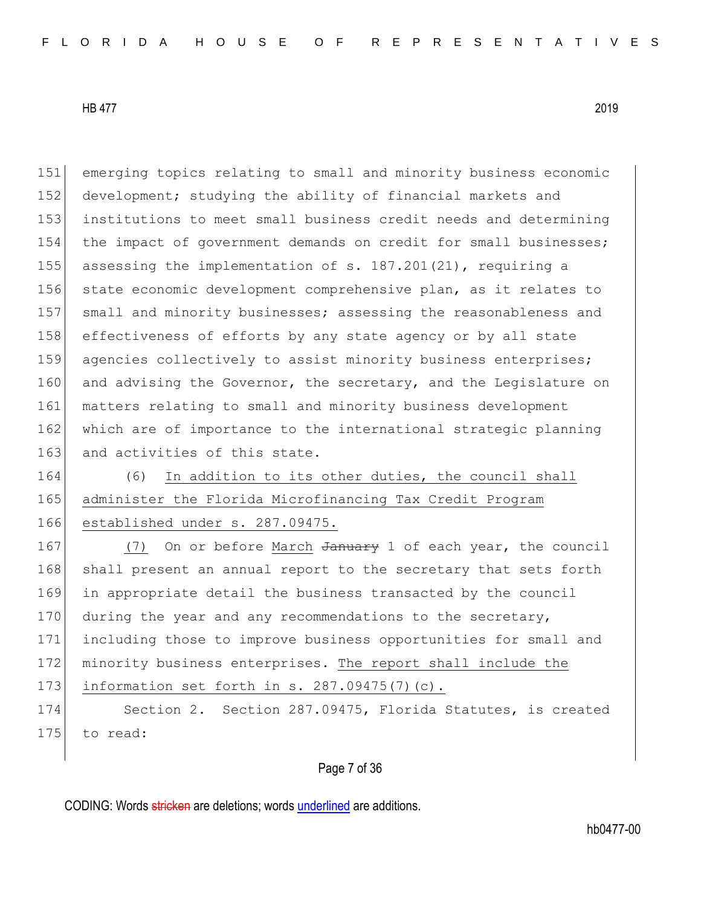emerging topics relating to small and minority business economic development; studying the ability of financial markets and institutions to meet small business credit needs and determining the impact of government demands on credit for small businesses; assessing the implementation of s. 187.201(21), requiring a state economic development comprehensive plan, as it relates to small and minority businesses; assessing the reasonableness and effectiveness of efforts by any state agency or by all state agencies collectively to assist minority business enterprises; and advising the Governor, the secretary, and the Legislature on matters relating to small and minority business development which are of importance to the international strategic planning and activities of this state.

(6) In addition to its other duties, the council shall administer the Florida Microfinancing Tax Credit Program established under s. 287.09475.

(7) On or before March ~~January~~ 1 of each year, the council shall present an annual report to the secretary that sets forth in appropriate detail the business transacted by the council during the year and any recommendations to the secretary, including those to improve business opportunities for small and minority business enterprises. The report shall include the information set forth in s. 287.09475(7)(c).

Section 2. Section 287.09475, Florida Statutes, is created to read: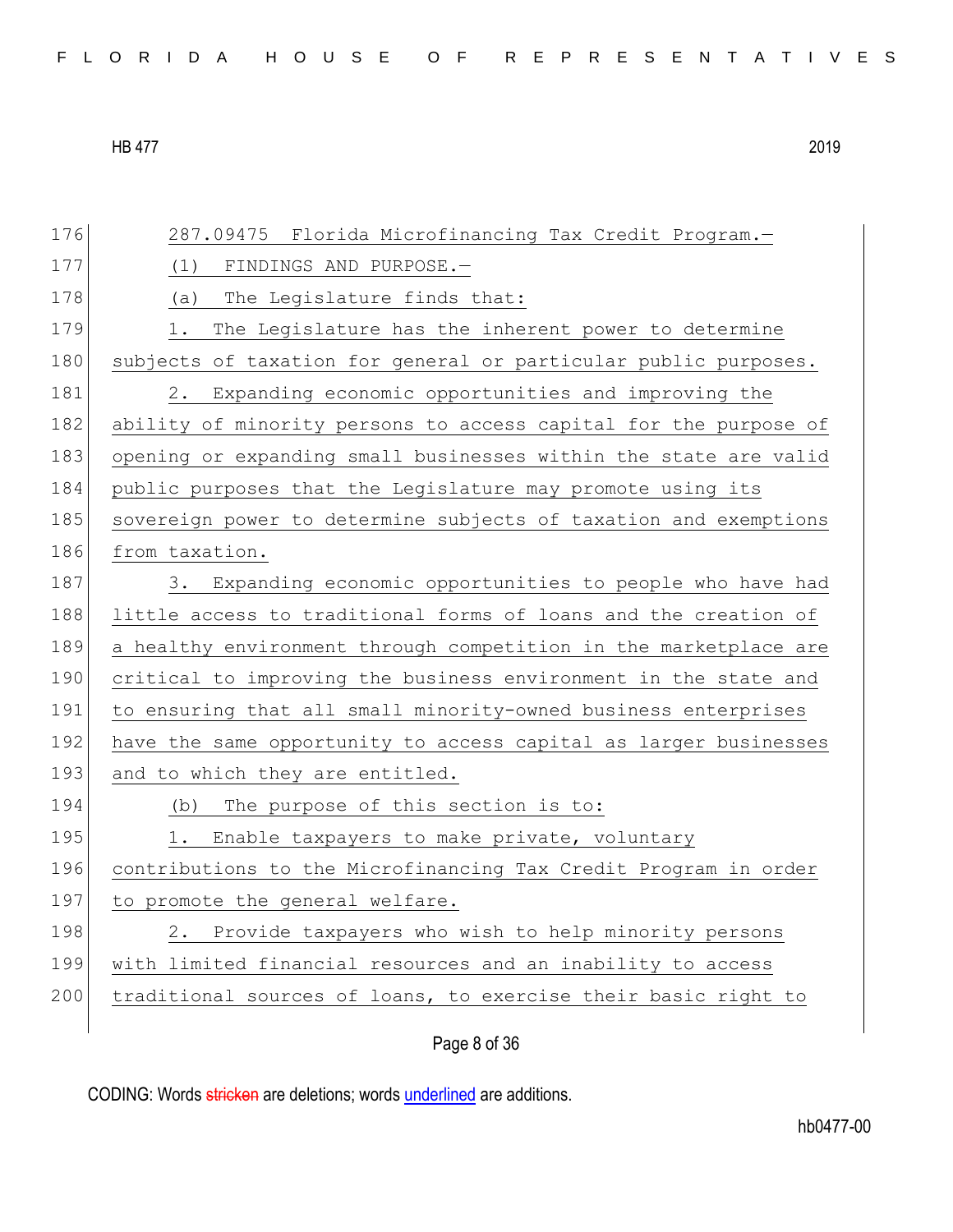287.09475 Florida Microfinancing Tax Credit Program.—

(1) FINDINGS AND PURPOSE.—

(a) The Legislature finds that:

1. The Legislature has the inherent power to determine subjects of taxation for general or particular public purposes.

2. Expanding economic opportunities and improving the ability of minority persons to access capital for the purpose of opening or expanding small businesses within the state are valid public purposes that the Legislature may promote using its sovereign power to determine subjects of taxation and exemptions from taxation.

3. Expanding economic opportunities to people who have had little access to traditional forms of loans and the creation of a healthy environment through competition in the marketplace are critical to improving the business environment in the state and to ensuring that all small minority-owned business enterprises have the same opportunity to access capital as larger businesses and to which they are entitled.

(b) The purpose of this section is to:

1. Enable taxpayers to make private, voluntary contributions to the Microfinancing Tax Credit Program in order to promote the general welfare.

2. Provide taxpayers who wish to help minority persons with limited financial resources and an inability to access traditional sources of loans, to exercise their basic right to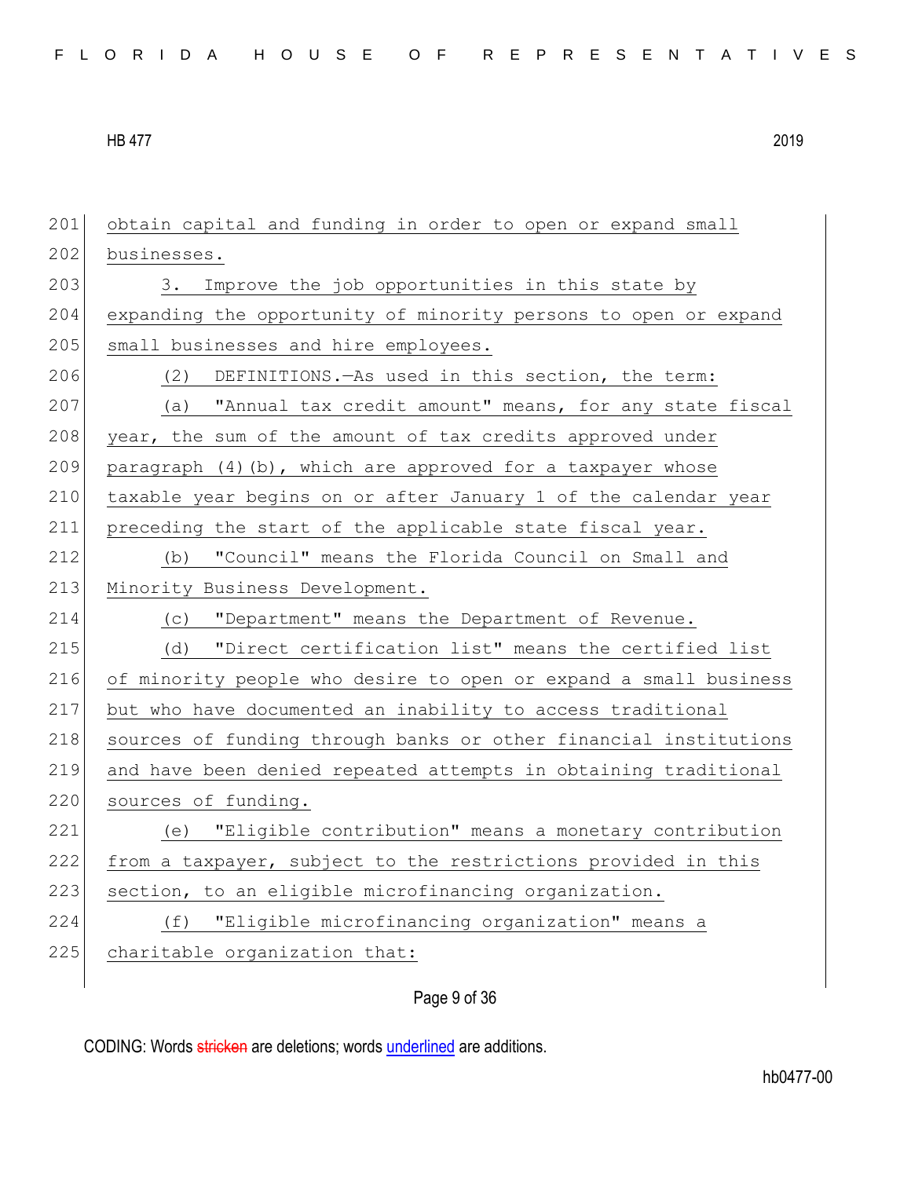obtain capital and funding in order to open or expand small businesses.

3. Improve the job opportunities in this state by expanding the opportunity of minority persons to open or expand small businesses and hire employees.

(2) DEFINITIONS.—As used in this section, the term:

(a) "Annual tax credit amount" means, for any state fiscal year, the sum of the amount of tax credits approved under paragraph (4)(b), which are approved for a taxpayer whose taxable year begins on or after January 1 of the calendar year preceding the start of the applicable state fiscal year.

(b) "Council" means the Florida Council on Small and Minority Business Development.

(c) "Department" means the Department of Revenue.

(d) "Direct certification list" means the certified list of minority people who desire to open or expand a small business but who have documented an inability to access traditional sources of funding through banks or other financial institutions and have been denied repeated attempts in obtaining traditional sources of funding.

(e) "Eligible contribution" means a monetary contribution from a taxpayer, subject to the restrictions provided in this section, to an eligible microfinancing organization.

(f) "Eligible microfinancing organization" means a charitable organization that: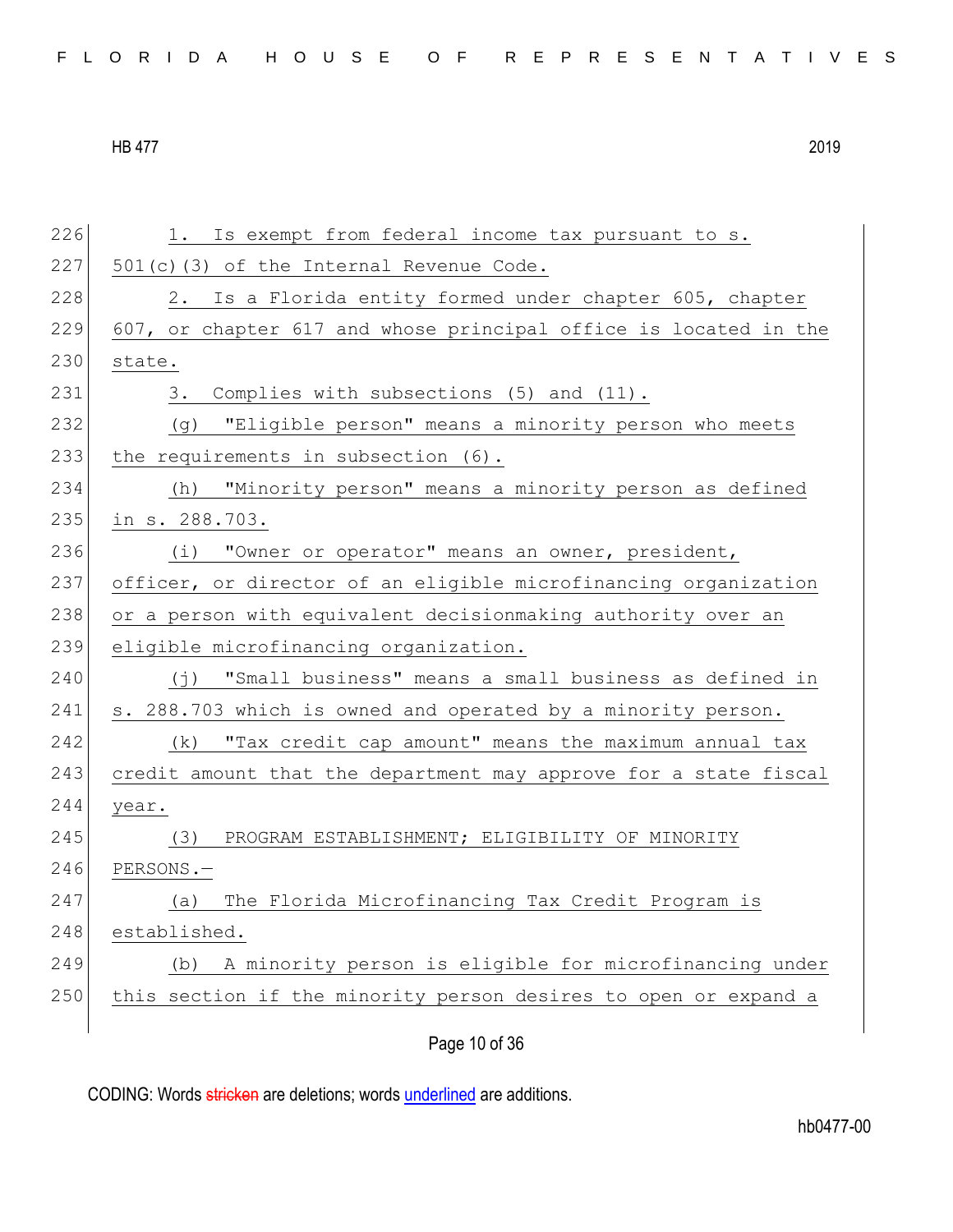1. Is exempt from federal income tax pursuant to s. 501(c)(3) of the Internal Revenue Code.

2. Is a Florida entity formed under chapter 605, chapter 607, or chapter 617 and whose principal office is located in the state.

3. Complies with subsections (5) and (11).

(g) "Eligible person" means a minority person who meets the requirements in subsection (6).

(h) "Minority person" means a minority person as defined in s. 288.703.

(i) "Owner or operator" means an owner, president, officer, or director of an eligible microfinancing organization or a person with equivalent decisionmaking authority over an eligible microfinancing organization.

(j) "Small business" means a small business as defined in s. 288.703 which is owned and operated by a minority person.

(k) "Tax credit cap amount" means the maximum annual tax credit amount that the department may approve for a state fiscal year.

(3) PROGRAM ESTABLISHMENT; ELIGIBILITY OF MINORITY PERSONS.—

(a) The Florida Microfinancing Tax Credit Program is established.

(b) A minority person is eligible for microfinancing under this section if the minority person desires to open or expand a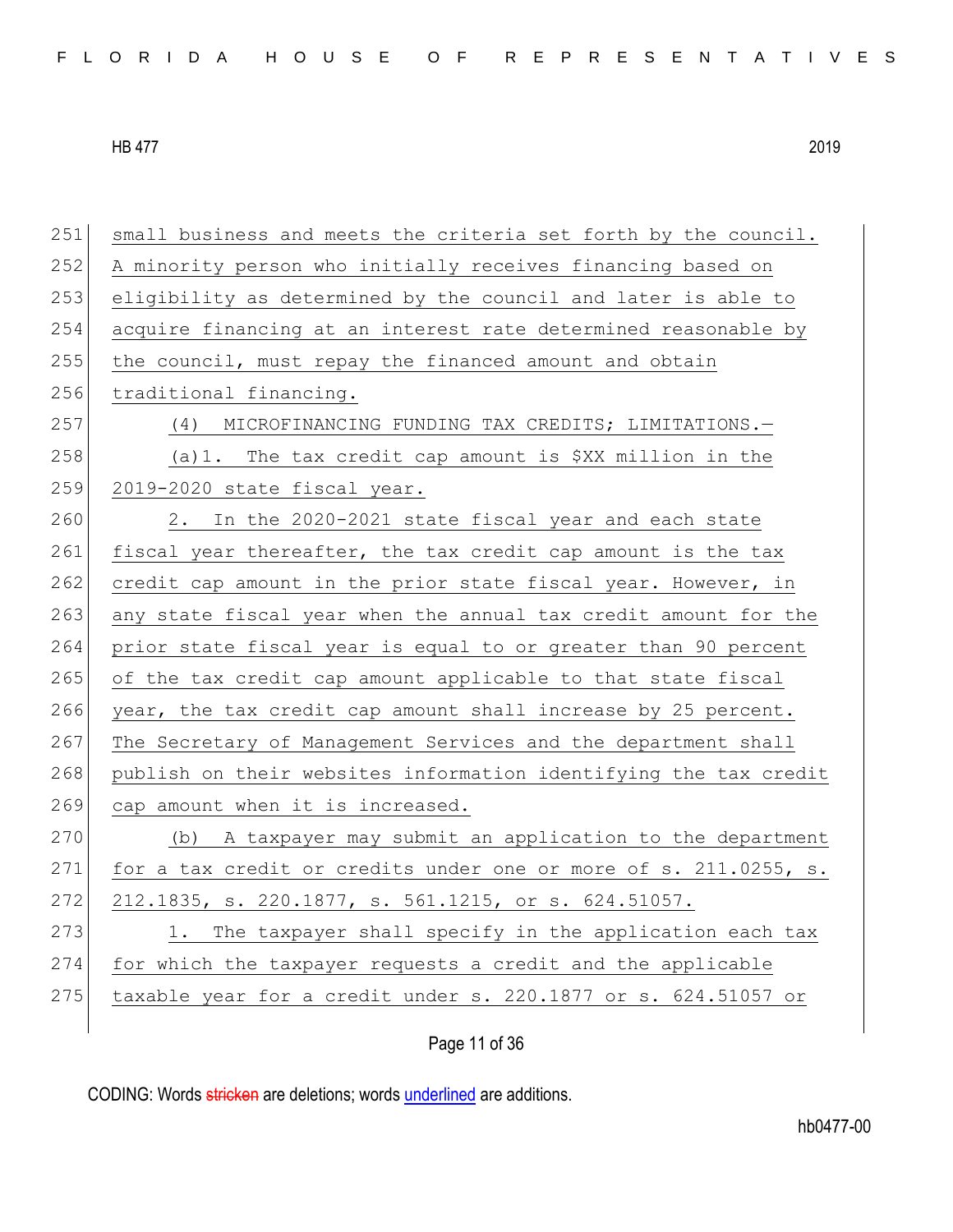small business and meets the criteria set forth by the council. A minority person who initially receives financing based on eligibility as determined by the council and later is able to acquire financing at an interest rate determined reasonable by the council, must repay the financed amount and obtain traditional financing.

(4) MICROFINANCING FUNDING TAX CREDITS; LIMITATIONS.—

(a)1. The tax credit cap amount is $XX million in the 2019-2020 state fiscal year.

2. In the 2020-2021 state fiscal year and each state fiscal year thereafter, the tax credit cap amount is the tax credit cap amount in the prior state fiscal year. However, in any state fiscal year when the annual tax credit amount for the prior state fiscal year is equal to or greater than 90 percent of the tax credit cap amount applicable to that state fiscal year, the tax credit cap amount shall increase by 25 percent. The Secretary of Management Services and the department shall publish on their websites information identifying the tax credit cap amount when it is increased.

(b) A taxpayer may submit an application to the department for a tax credit or credits under one or more of s. 211.0255, s. 212.1835, s. 220.1877, s. 561.1215, or s. 624.51057.

1. The taxpayer shall specify in the application each tax for which the taxpayer requests a credit and the applicable taxable year for a credit under s. 220.1877 or s. 624.51057 or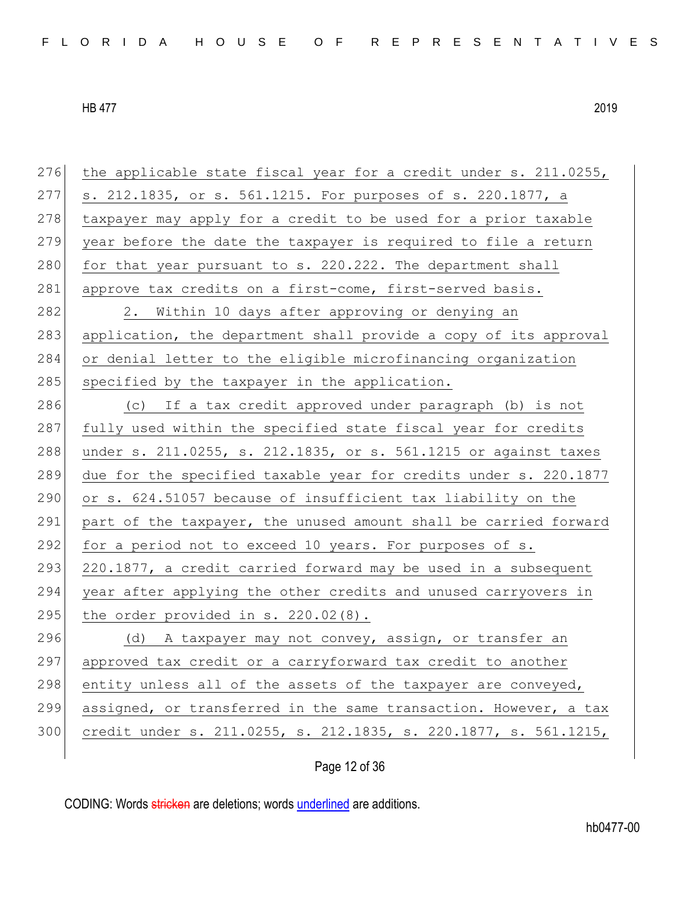the applicable state fiscal year for a credit under s. 211.0255, s. 212.1835, or s. 561.1215. For purposes of s. 220.1877, a taxpayer may apply for a credit to be used for a prior taxable year before the date the taxpayer is required to file a return for that year pursuant to s. 220.222. The department shall approve tax credits on a first-come, first-served basis.

2. Within 10 days after approving or denying an application, the department shall provide a copy of its approval or denial letter to the eligible microfinancing organization specified by the taxpayer in the application.

(c) If a tax credit approved under paragraph (b) is not fully used within the specified state fiscal year for credits under s. 211.0255, s. 212.1835, or s. 561.1215 or against taxes due for the specified taxable year for credits under s. 220.1877 or s. 624.51057 because of insufficient tax liability on the part of the taxpayer, the unused amount shall be carried forward for a period not to exceed 10 years. For purposes of s. 220.1877, a credit carried forward may be used in a subsequent year after applying the other credits and unused carryovers in the order provided in s. 220.02(8).

(d) A taxpayer may not convey, assign, or transfer an approved tax credit or a carryforward tax credit to another entity unless all of the assets of the taxpayer are conveyed, assigned, or transferred in the same transaction. However, a tax credit under s. 211.0255, s. 212.1835, s. 220.1877, s. 561.1215,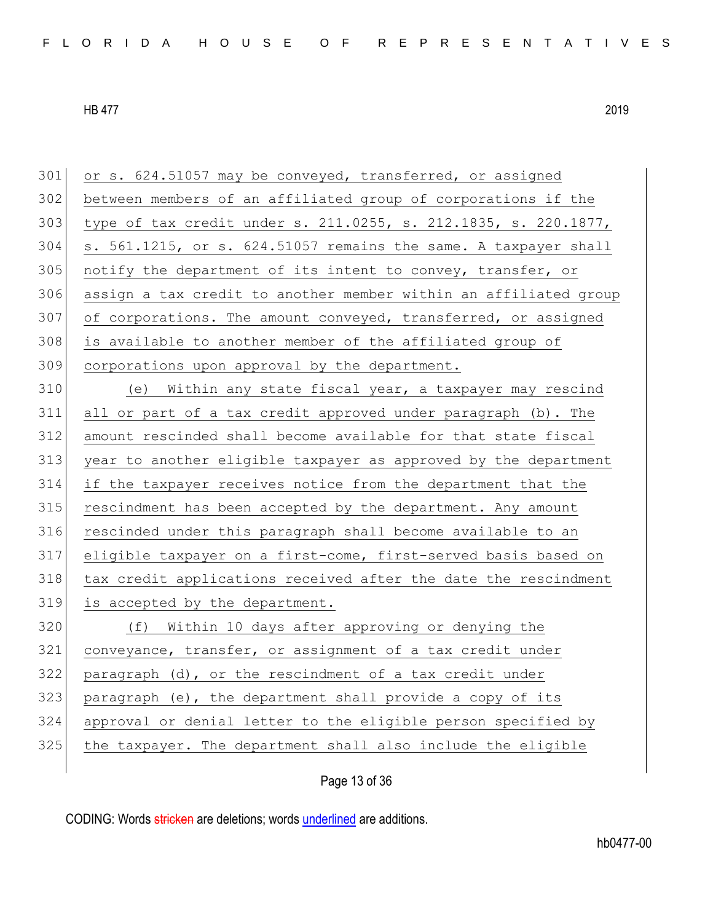or s. 624.51057 may be conveyed, transferred, or assigned between members of an affiliated group of corporations if the type of tax credit under s. 211.0255, s. 212.1835, s. 220.1877, s. 561.1215, or s. 624.51057 remains the same. A taxpayer shall notify the department of its intent to convey, transfer, or assign a tax credit to another member within an affiliated group of corporations. The amount conveyed, transferred, or assigned is available to another member of the affiliated group of corporations upon approval by the department.

(e) Within any state fiscal year, a taxpayer may rescind all or part of a tax credit approved under paragraph (b). The amount rescinded shall become available for that state fiscal year to another eligible taxpayer as approved by the department if the taxpayer receives notice from the department that the rescindment has been accepted by the department. Any amount rescinded under this paragraph shall become available to an eligible taxpayer on a first-come, first-served basis based on tax credit applications received after the date the rescindment is accepted by the department.

(f) Within 10 days after approving or denying the conveyance, transfer, or assignment of a tax credit under paragraph (d), or the rescindment of a tax credit under paragraph (e), the department shall provide a copy of its approval or denial letter to the eligible person specified by the taxpayer. The department shall also include the eligible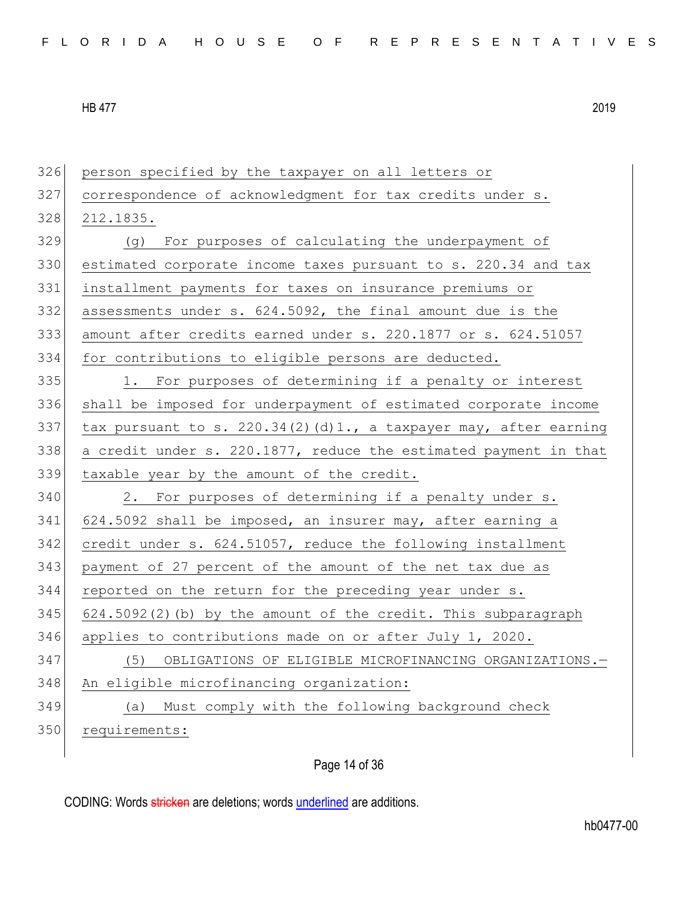person specified by the taxpayer on all letters or correspondence of acknowledgment for tax credits under s. 212.1835.

(g) For purposes of calculating the underpayment of estimated corporate income taxes pursuant to s. 220.34 and tax installment payments for taxes on insurance premiums or assessments under s. 624.5092, the final amount due is the amount after credits earned under s. 220.1877 or s. 624.51057 for contributions to eligible persons are deducted.

1. For purposes of determining if a penalty or interest shall be imposed for underpayment of estimated corporate income tax pursuant to s. 220.34(2)(d)1., a taxpayer may, after earning a credit under s. 220.1877, reduce the estimated payment in that taxable year by the amount of the credit.

2. For purposes of determining if a penalty under s. 624.5092 shall be imposed, an insurer may, after earning a credit under s. 624.51057, reduce the following installment payment of 27 percent of the amount of the net tax due as reported on the return for the preceding year under s. 624.5092(2)(b) by the amount of the credit. This subparagraph applies to contributions made on or after July 1, 2020.

(5) OBLIGATIONS OF ELIGIBLE MICROFINANCING ORGANIZATIONS.—An eligible microfinancing organization:

(a) Must comply with the following background check requirements: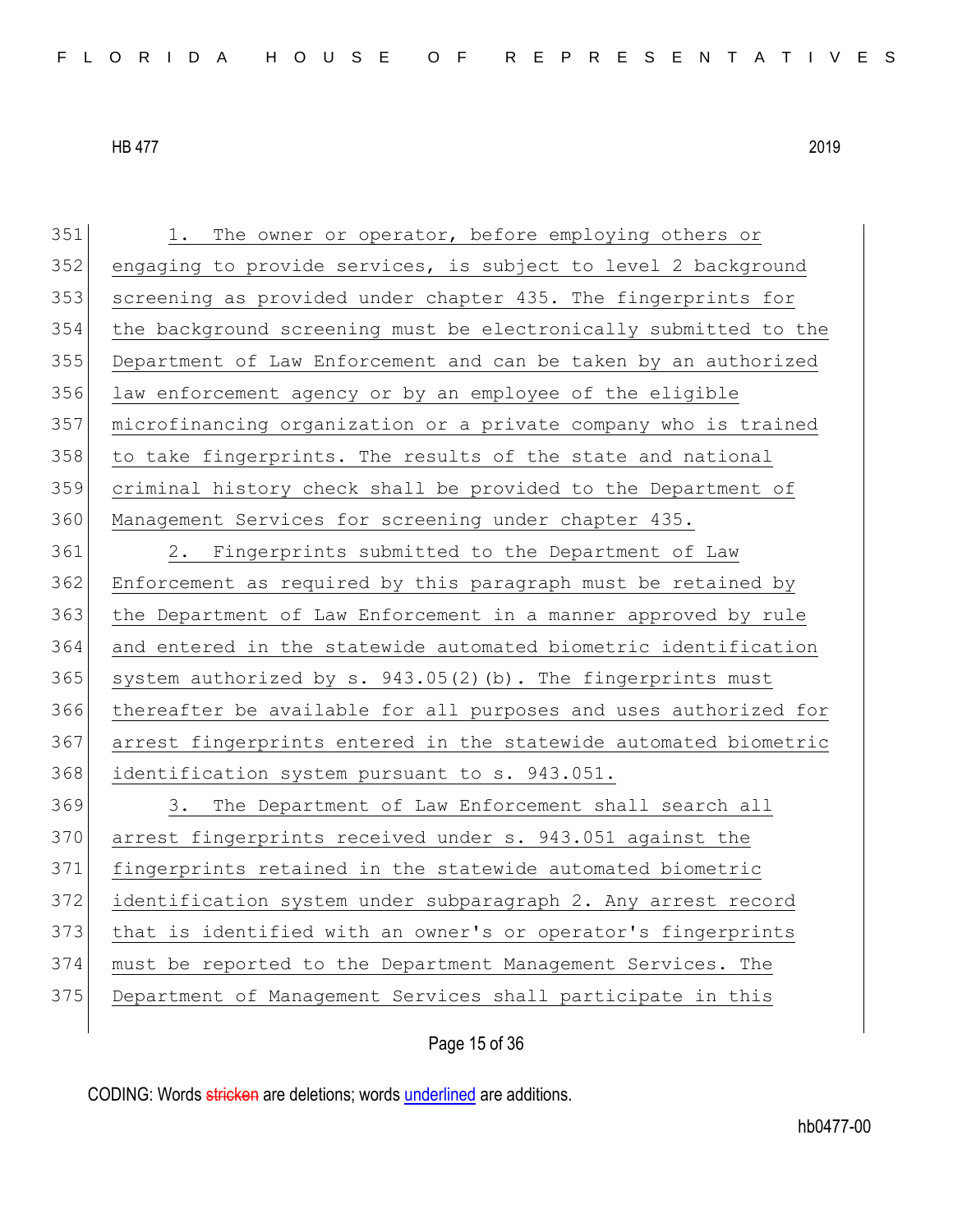1. The owner or operator, before employing others or engaging to provide services, is subject to level 2 background screening as provided under chapter 435. The fingerprints for the background screening must be electronically submitted to the Department of Law Enforcement and can be taken by an authorized law enforcement agency or by an employee of the eligible microfinancing organization or a private company who is trained to take fingerprints. The results of the state and national criminal history check shall be provided to the Department of Management Services for screening under chapter 435.

2. Fingerprints submitted to the Department of Law Enforcement as required by this paragraph must be retained by the Department of Law Enforcement in a manner approved by rule and entered in the statewide automated biometric identification system authorized by s. 943.05(2)(b). The fingerprints must thereafter be available for all purposes and uses authorized for arrest fingerprints entered in the statewide automated biometric identification system pursuant to s. 943.051.

3. The Department of Law Enforcement shall search all arrest fingerprints received under s. 943.051 against the fingerprints retained in the statewide automated biometric identification system under subparagraph 2. Any arrest record that is identified with an owner's or operator's fingerprints must be reported to the Department Management Services. The Department of Management Services shall participate in this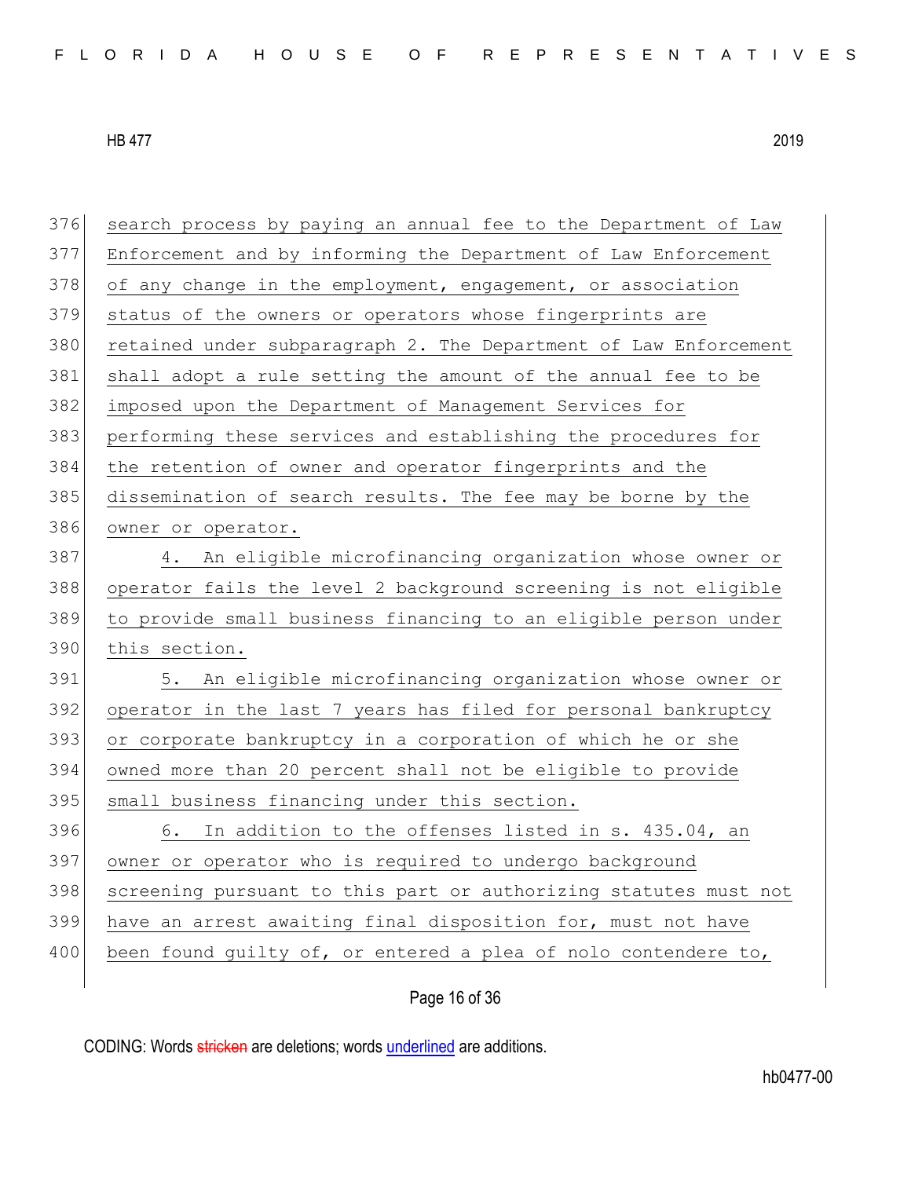search process by paying an annual fee to the Department of Law Enforcement and by informing the Department of Law Enforcement of any change in the employment, engagement, or association status of the owners or operators whose fingerprints are retained under subparagraph 2. The Department of Law Enforcement shall adopt a rule setting the amount of the annual fee to be imposed upon the Department of Management Services for performing these services and establishing the procedures for the retention of owner and operator fingerprints and the dissemination of search results. The fee may be borne by the owner or operator.

4. An eligible microfinancing organization whose owner or operator fails the level 2 background screening is not eligible to provide small business financing to an eligible person under this section.

5. An eligible microfinancing organization whose owner or operator in the last 7 years has filed for personal bankruptcy or corporate bankruptcy in a corporation of which he or she owned more than 20 percent shall not be eligible to provide small business financing under this section.

6. In addition to the offenses listed in s. 435.04, an owner or operator who is required to undergo background screening pursuant to this part or authorizing statutes must not have an arrest awaiting final disposition for, must not have been found guilty of, or entered a plea of nolo contendere to,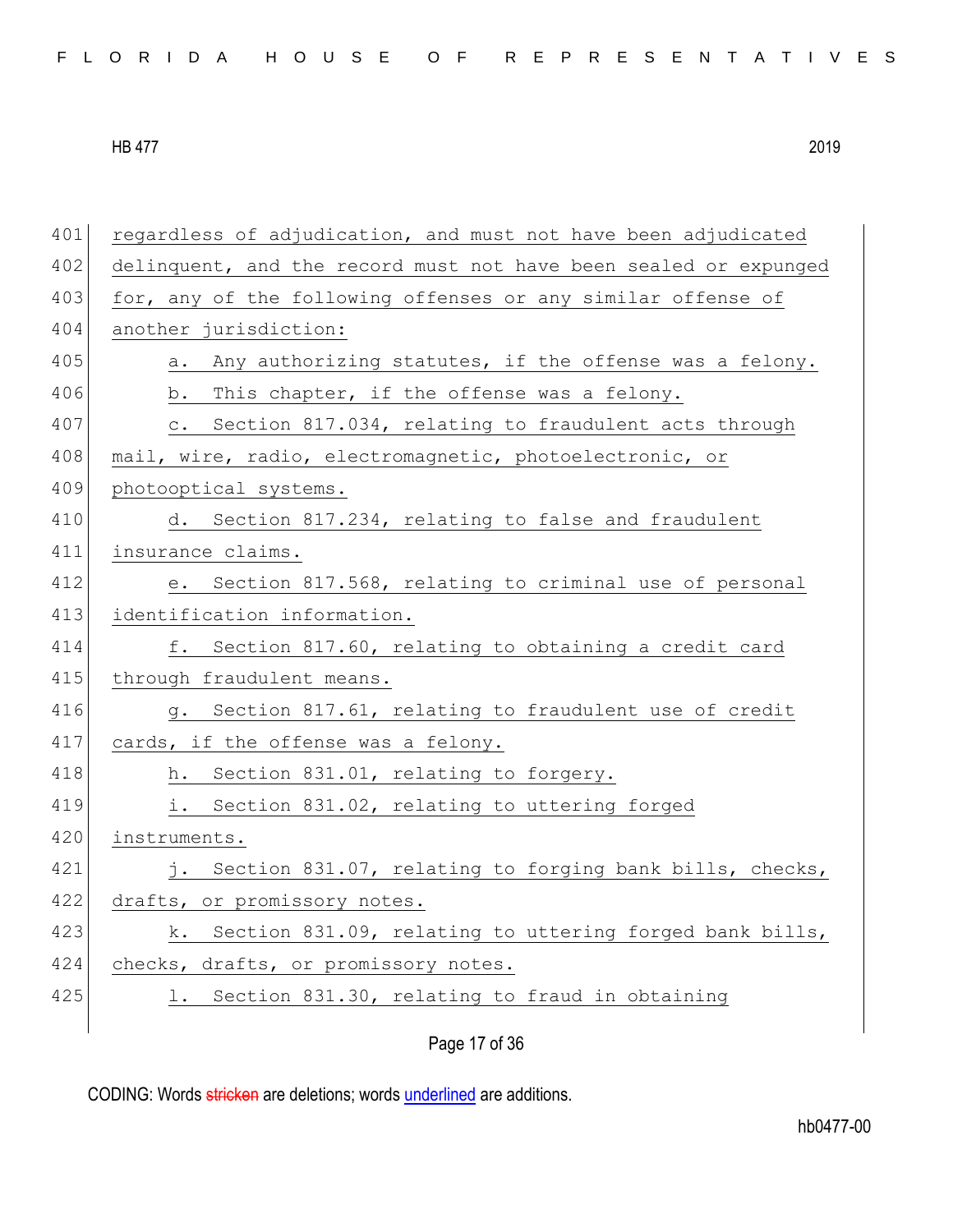regardless of adjudication, and must not have been adjudicated delinquent, and the record must not have been sealed or expunged for, any of the following offenses or any similar offense of another jurisdiction:

a. Any authorizing statutes, if the offense was a felony.

b. This chapter, if the offense was a felony.

c. Section 817.034, relating to fraudulent acts through mail, wire, radio, electromagnetic, photoelectronic, or photooptical systems.

d. Section 817.234, relating to false and fraudulent insurance claims.

e. Section 817.568, relating to criminal use of personal identification information.

f. Section 817.60, relating to obtaining a credit card through fraudulent means.

g. Section 817.61, relating to fraudulent use of credit cards, if the offense was a felony.

h. Section 831.01, relating to forgery.

i. Section 831.02, relating to uttering forged instruments.

j. Section 831.07, relating to forging bank bills, checks, drafts, or promissory notes.

k. Section 831.09, relating to uttering forged bank bills, checks, drafts, or promissory notes.

l. Section 831.30, relating to fraud in obtaining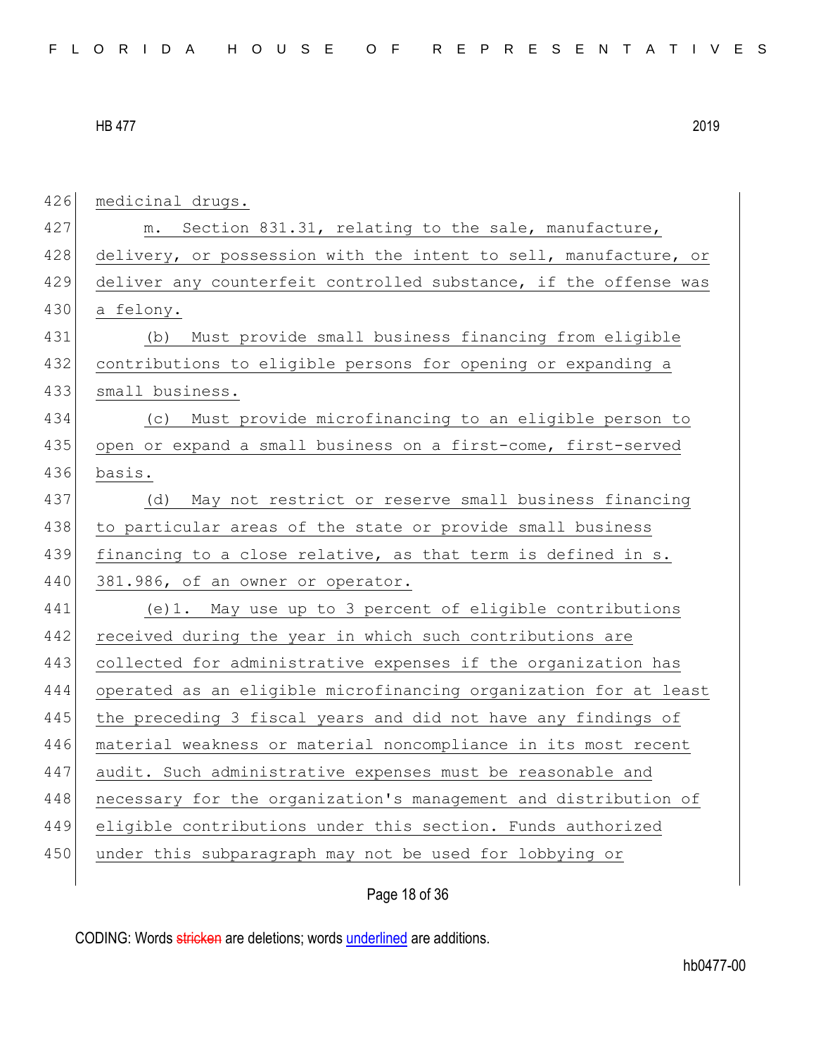medicinal drugs.

m. Section 831.31, relating to the sale, manufacture, delivery, or possession with the intent to sell, manufacture, or deliver any counterfeit controlled substance, if the offense was a felony.

(b) Must provide small business financing from eligible contributions to eligible persons for opening or expanding a small business.

(c) Must provide microfinancing to an eligible person to open or expand a small business on a first-come, first-served basis.

(d) May not restrict or reserve small business financing to particular areas of the state or provide small business financing to a close relative, as that term is defined in s. 381.986, of an owner or operator.

(e)1. May use up to 3 percent of eligible contributions received during the year in which such contributions are collected for administrative expenses if the organization has operated as an eligible microfinancing organization for at least the preceding 3 fiscal years and did not have any findings of material weakness or material noncompliance in its most recent audit. Such administrative expenses must be reasonable and necessary for the organization's management and distribution of eligible contributions under this section. Funds authorized under this subparagraph may not be used for lobbying or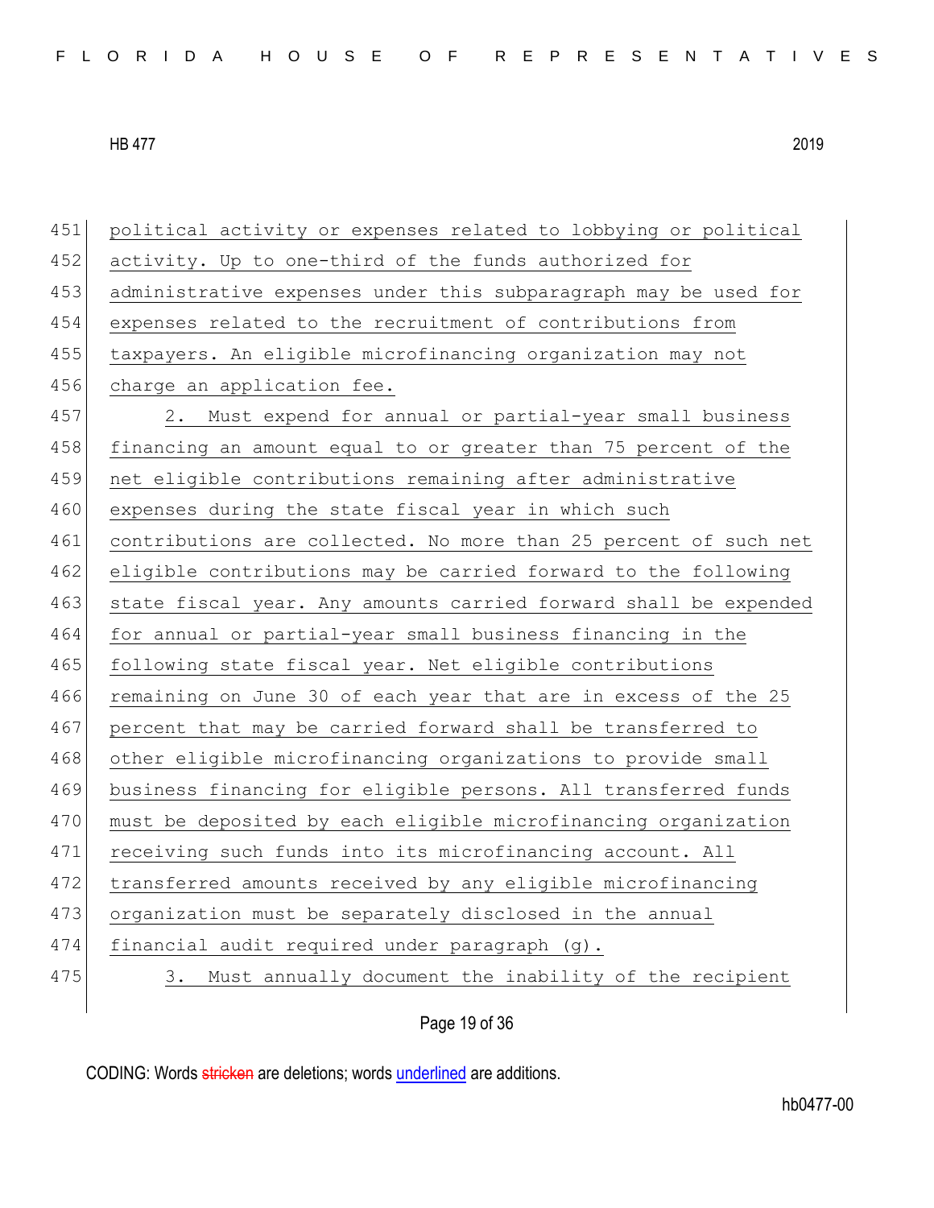political activity or expenses related to lobbying or political activity. Up to one-third of the funds authorized for administrative expenses under this subparagraph may be used for expenses related to the recruitment of contributions from taxpayers. An eligible microfinancing organization may not charge an application fee.

2. Must expend for annual or partial-year small business financing an amount equal to or greater than 75 percent of the net eligible contributions remaining after administrative expenses during the state fiscal year in which such contributions are collected. No more than 25 percent of such net eligible contributions may be carried forward to the following state fiscal year. Any amounts carried forward shall be expended for annual or partial-year small business financing in the following state fiscal year. Net eligible contributions remaining on June 30 of each year that are in excess of the 25 percent that may be carried forward shall be transferred to other eligible microfinancing organizations to provide small business financing for eligible persons. All transferred funds must be deposited by each eligible microfinancing organization receiving such funds into its microfinancing account. All transferred amounts received by any eligible microfinancing organization must be separately disclosed in the annual financial audit required under paragraph (g).

3. Must annually document the inability of the recipient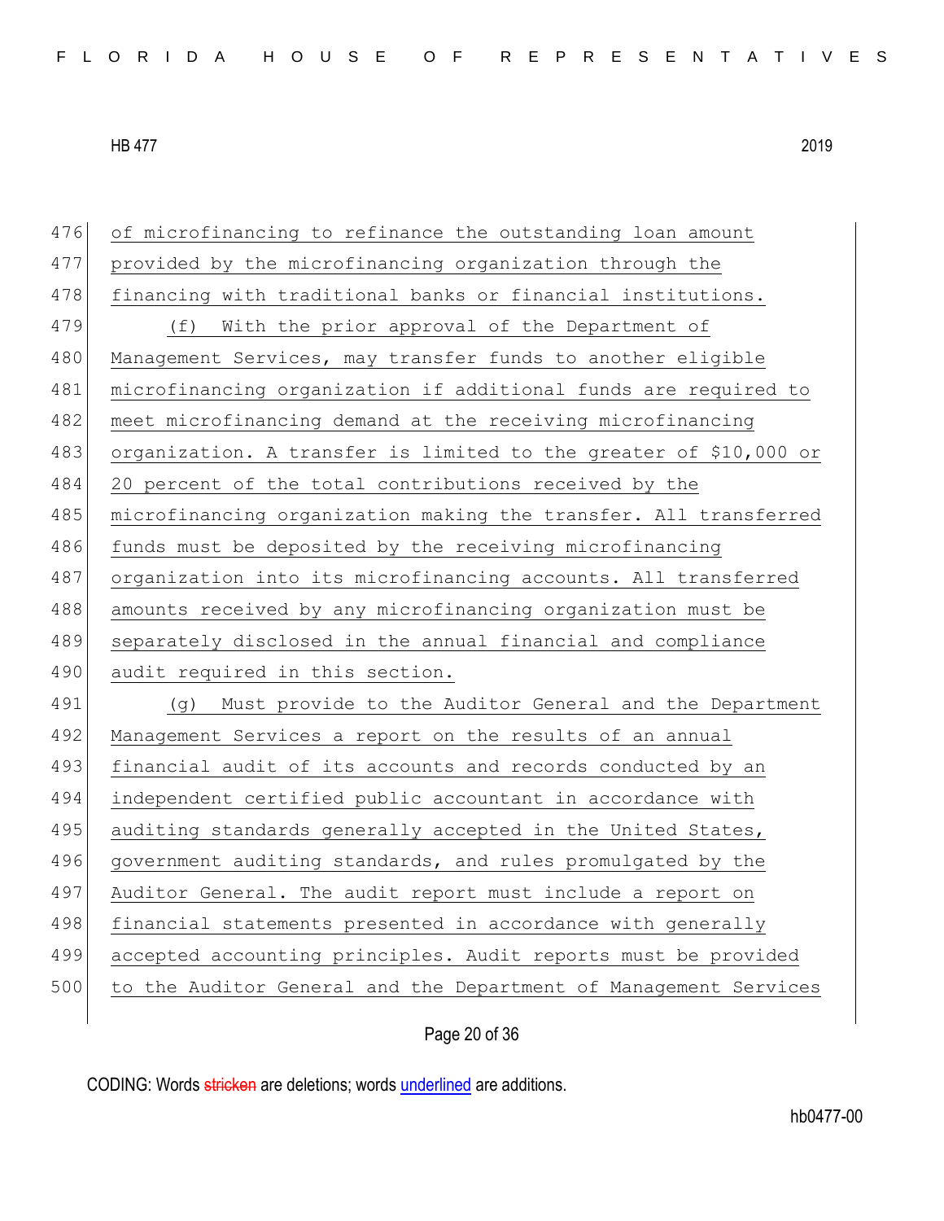of microfinancing to refinance the outstanding loan amount provided by the microfinancing organization through the financing with traditional banks or financial institutions.

(f) With the prior approval of the Department of Management Services, may transfer funds to another eligible microfinancing organization if additional funds are required to meet microfinancing demand at the receiving microfinancing organization. A transfer is limited to the greater of $10,000 or 20 percent of the total contributions received by the microfinancing organization making the transfer. All transferred funds must be deposited by the receiving microfinancing organization into its microfinancing accounts. All transferred amounts received by any microfinancing organization must be separately disclosed in the annual financial and compliance audit required in this section.

(g) Must provide to the Auditor General and the Department Management Services a report on the results of an annual financial audit of its accounts and records conducted by an independent certified public accountant in accordance with auditing standards generally accepted in the United States, government auditing standards, and rules promulgated by the Auditor General. The audit report must include a report on financial statements presented in accordance with generally accepted accounting principles. Audit reports must be provided to the Auditor General and the Department of Management Services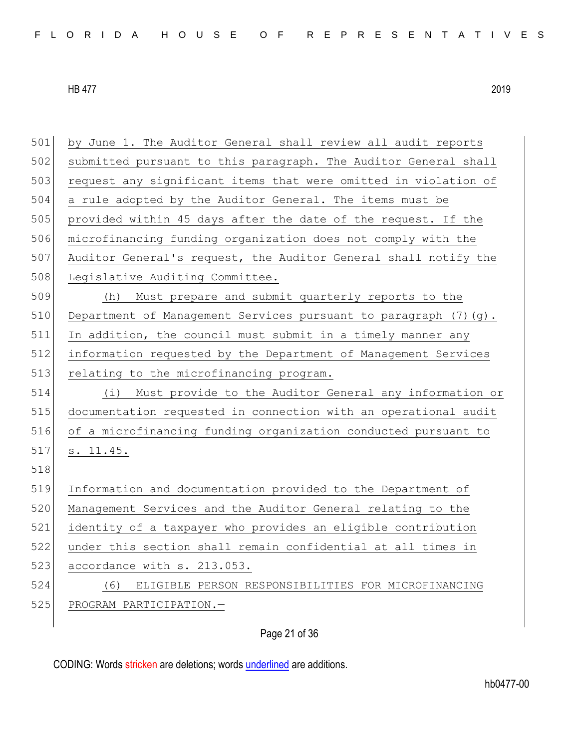by June 1. The Auditor General shall review all audit reports submitted pursuant to this paragraph. The Auditor General shall request any significant items that were omitted in violation of a rule adopted by the Auditor General. The items must be provided within 45 days after the date of the request. If the microfinancing funding organization does not comply with the Auditor General's request, the Auditor General shall notify the Legislative Auditing Committee.

(h) Must prepare and submit quarterly reports to the Department of Management Services pursuant to paragraph (7)(g). In addition, the council must submit in a timely manner any information requested by the Department of Management Services relating to the microfinancing program.

(i) Must provide to the Auditor General any information or documentation requested in connection with an operational audit of a microfinancing funding organization conducted pursuant to s. 11.45.

Information and documentation provided to the Department of Management Services and the Auditor General relating to the identity of a taxpayer who provides an eligible contribution under this section shall remain confidential at all times in accordance with s. 213.053.

(6) ELIGIBLE PERSON RESPONSIBILITIES FOR MICROFINANCING PROGRAM PARTICIPATION.—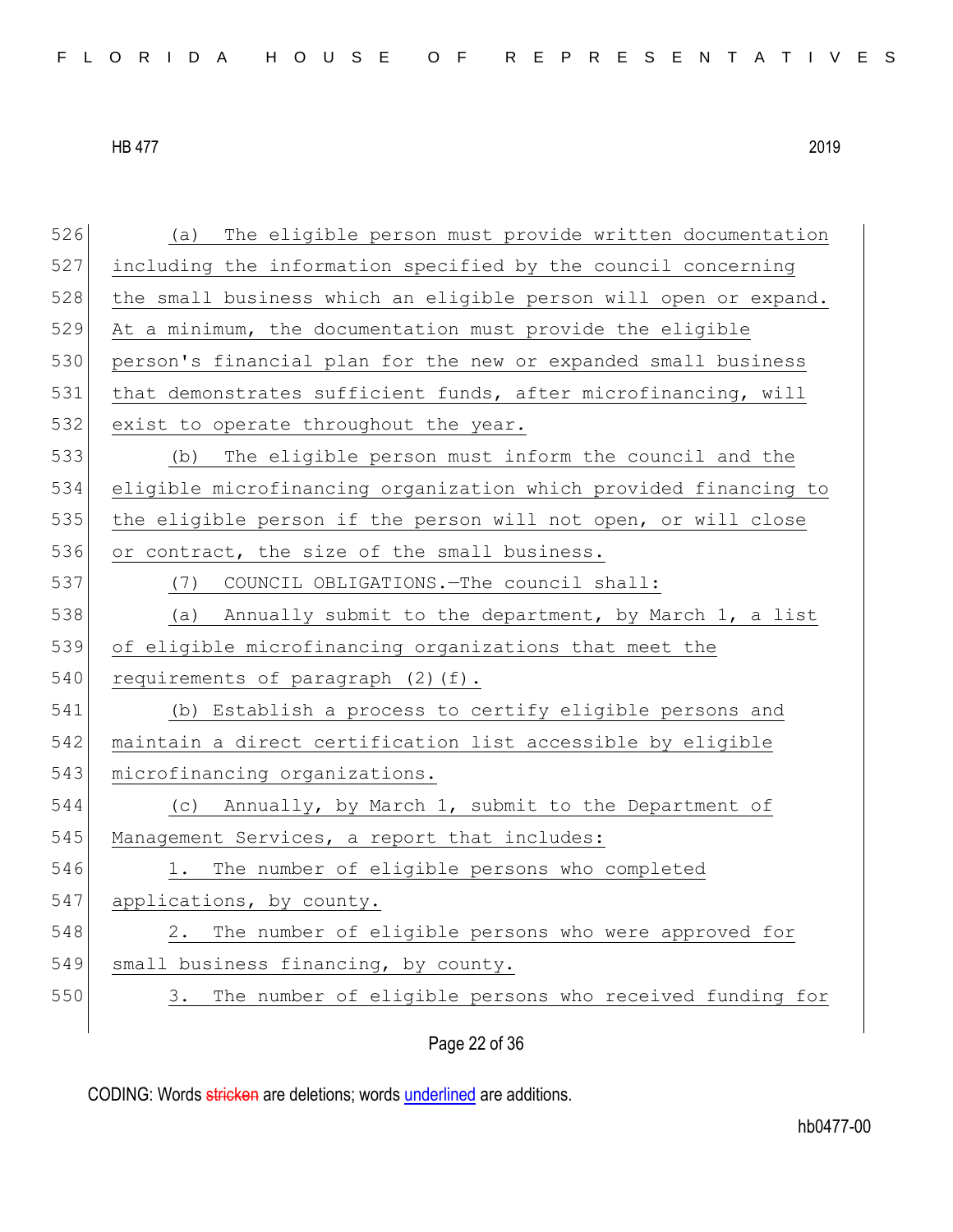(a) The eligible person must provide written documentation including the information specified by the council concerning the small business which an eligible person will open or expand. At a minimum, the documentation must provide the eligible person's financial plan for the new or expanded small business that demonstrates sufficient funds, after microfinancing, will exist to operate throughout the year.

(b) The eligible person must inform the council and the eligible microfinancing organization which provided financing to the eligible person if the person will not open, or will close or contract, the size of the small business.

(7) COUNCIL OBLIGATIONS.—The council shall:

(a) Annually submit to the department, by March 1, a list of eligible microfinancing organizations that meet the requirements of paragraph (2)(f).

(b) Establish a process to certify eligible persons and maintain a direct certification list accessible by eligible microfinancing organizations.

(c) Annually, by March 1, submit to the Department of Management Services, a report that includes:

1. The number of eligible persons who completed applications, by county.

2. The number of eligible persons who were approved for small business financing, by county.

3. The number of eligible persons who received funding for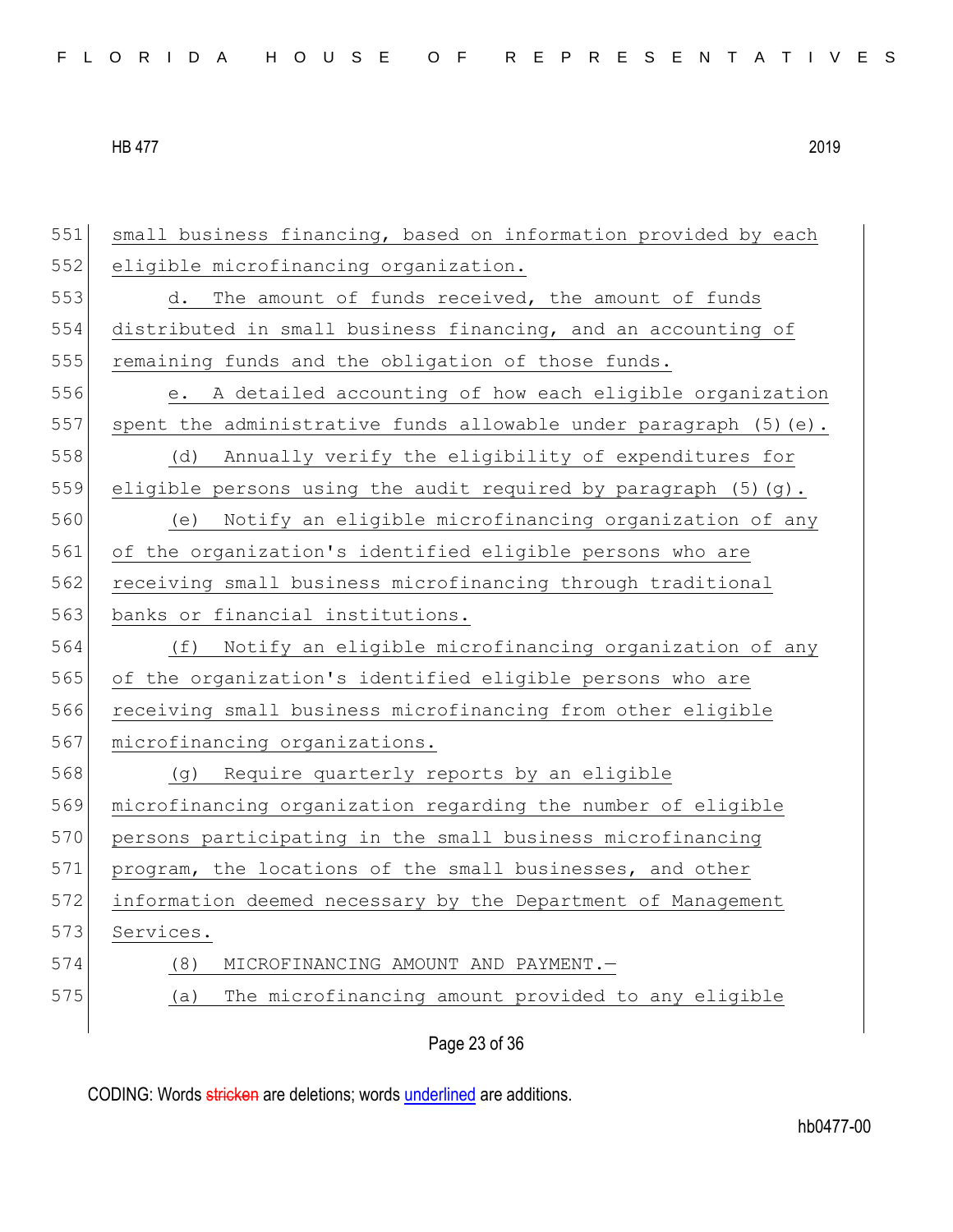small business financing, based on information provided by each eligible microfinancing organization.

d. The amount of funds received, the amount of funds distributed in small business financing, and an accounting of remaining funds and the obligation of those funds.

e. A detailed accounting of how each eligible organization spent the administrative funds allowable under paragraph (5)(e).

(d) Annually verify the eligibility of expenditures for eligible persons using the audit required by paragraph (5)(g).

(e) Notify an eligible microfinancing organization of any of the organization's identified eligible persons who are receiving small business microfinancing through traditional banks or financial institutions.

(f) Notify an eligible microfinancing organization of any of the organization's identified eligible persons who are receiving small business microfinancing from other eligible microfinancing organizations.

(g) Require quarterly reports by an eligible microfinancing organization regarding the number of eligible persons participating in the small business microfinancing program, the locations of the small businesses, and other information deemed necessary by the Department of Management Services.

(8) MICROFINANCING AMOUNT AND PAYMENT.—

(a) The microfinancing amount provided to any eligible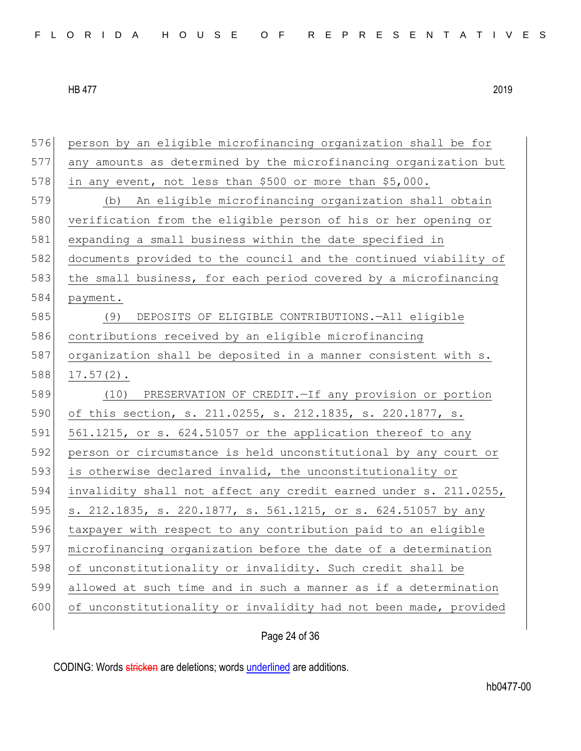person by an eligible microfinancing organization shall be for any amounts as determined by the microfinancing organization but in any event, not less than $500 or more than $5,000.

(b) An eligible microfinancing organization shall obtain verification from the eligible person of his or her opening or expanding a small business within the date specified in documents provided to the council and the continued viability of the small business, for each period covered by a microfinancing payment.

(9) DEPOSITS OF ELIGIBLE CONTRIBUTIONS.—All eligible contributions received by an eligible microfinancing organization shall be deposited in a manner consistent with s. 17.57(2).

(10) PRESERVATION OF CREDIT.—If any provision or portion of this section, s. 211.0255, s. 212.1835, s. 220.1877, s. 561.1215, or s. 624.51057 or the application thereof to any person or circumstance is held unconstitutional by any court or is otherwise declared invalid, the unconstitutionality or invalidity shall not affect any credit earned under s. 211.0255, s. 212.1835, s. 220.1877, s. 561.1215, or s. 624.51057 by any taxpayer with respect to any contribution paid to an eligible microfinancing organization before the date of a determination of unconstitutionality or invalidity. Such credit shall be allowed at such time and in such a manner as if a determination of unconstitutionality or invalidity had not been made, provided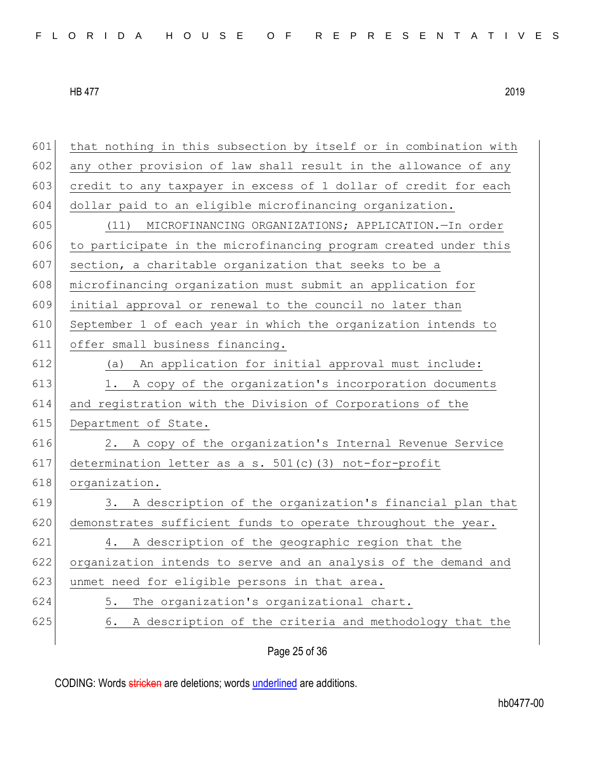that nothing in this subsection by itself or in combination with any other provision of law shall result in the allowance of any credit to any taxpayer in excess of 1 dollar of credit for each dollar paid to an eligible microfinancing organization.

(11) MICROFINANCING ORGANIZATIONS; APPLICATION.—In order to participate in the microfinancing program created under this section, a charitable organization that seeks to be a microfinancing organization must submit an application for initial approval or renewal to the council no later than September 1 of each year in which the organization intends to offer small business financing.

(a) An application for initial approval must include:

1. A copy of the organization's incorporation documents and registration with the Division of Corporations of the Department of State.

2. A copy of the organization's Internal Revenue Service determination letter as a s. 501(c)(3) not-for-profit organization.

3. A description of the organization's financial plan that demonstrates sufficient funds to operate throughout the year.

4. A description of the geographic region that the organization intends to serve and an analysis of the demand and unmet need for eligible persons in that area.

5. The organization's organizational chart.

6. A description of the criteria and methodology that the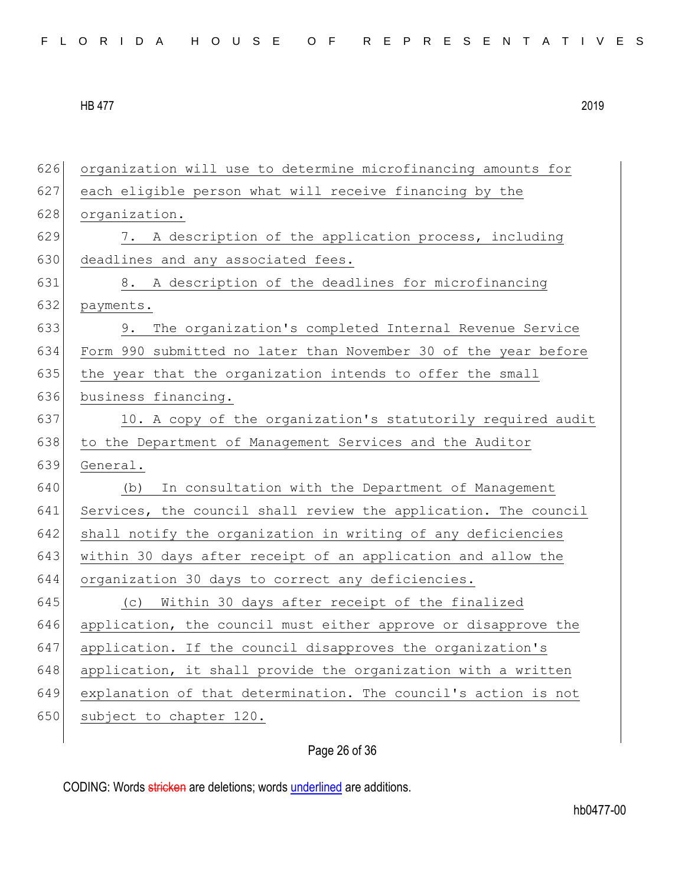organization will use to determine microfinancing amounts for each eligible person what will receive financing by the organization.

7. A description of the application process, including deadlines and any associated fees.

8. A description of the deadlines for microfinancing payments.

9. The organization's completed Internal Revenue Service Form 990 submitted no later than November 30 of the year before the year that the organization intends to offer the small business financing.

10. A copy of the organization's statutorily required audit to the Department of Management Services and the Auditor General.

(b) In consultation with the Department of Management Services, the council shall review the application. The council shall notify the organization in writing of any deficiencies within 30 days after receipt of an application and allow the organization 30 days to correct any deficiencies.

(c) Within 30 days after receipt of the finalized application, the council must either approve or disapprove the application. If the council disapproves the organization's application, it shall provide the organization with a written explanation of that determination. The council's action is not subject to chapter 120.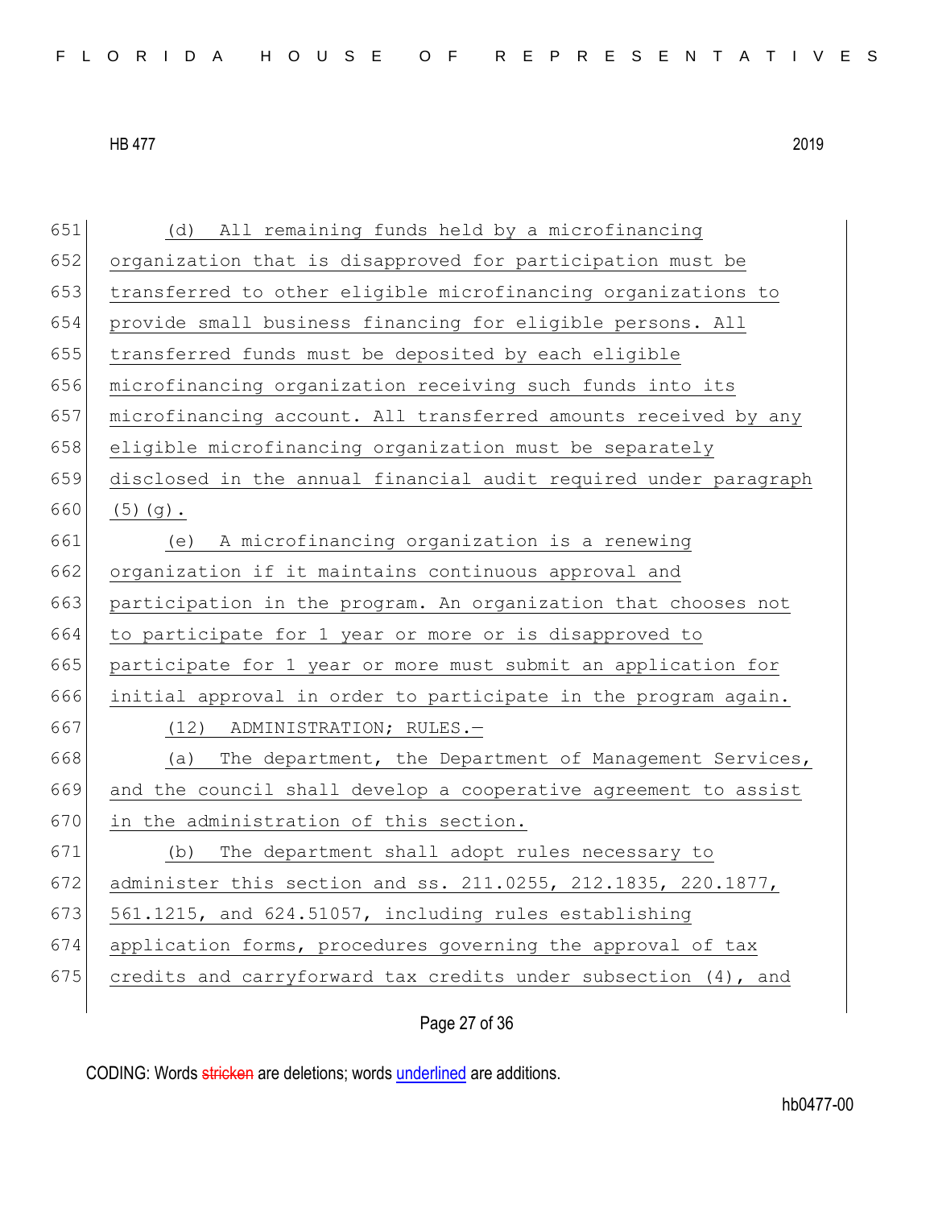(d) All remaining funds held by a microfinancing organization that is disapproved for participation must be transferred to other eligible microfinancing organizations to provide small business financing for eligible persons. All transferred funds must be deposited by each eligible microfinancing organization receiving such funds into its microfinancing account. All transferred amounts received by any eligible microfinancing organization must be separately disclosed in the annual financial audit required under paragraph (5)(g).

(e) A microfinancing organization is a renewing organization if it maintains continuous approval and participation in the program. An organization that chooses not to participate for 1 year or more or is disapproved to participate for 1 year or more must submit an application for initial approval in order to participate in the program again.

(12) ADMINISTRATION; RULES.—

(a) The department, the Department of Management Services, and the council shall develop a cooperative agreement to assist in the administration of this section.

(b) The department shall adopt rules necessary to administer this section and ss. 211.0255, 212.1835, 220.1877, 561.1215, and 624.51057, including rules establishing application forms, procedures governing the approval of tax credits and carryforward tax credits under subsection (4), and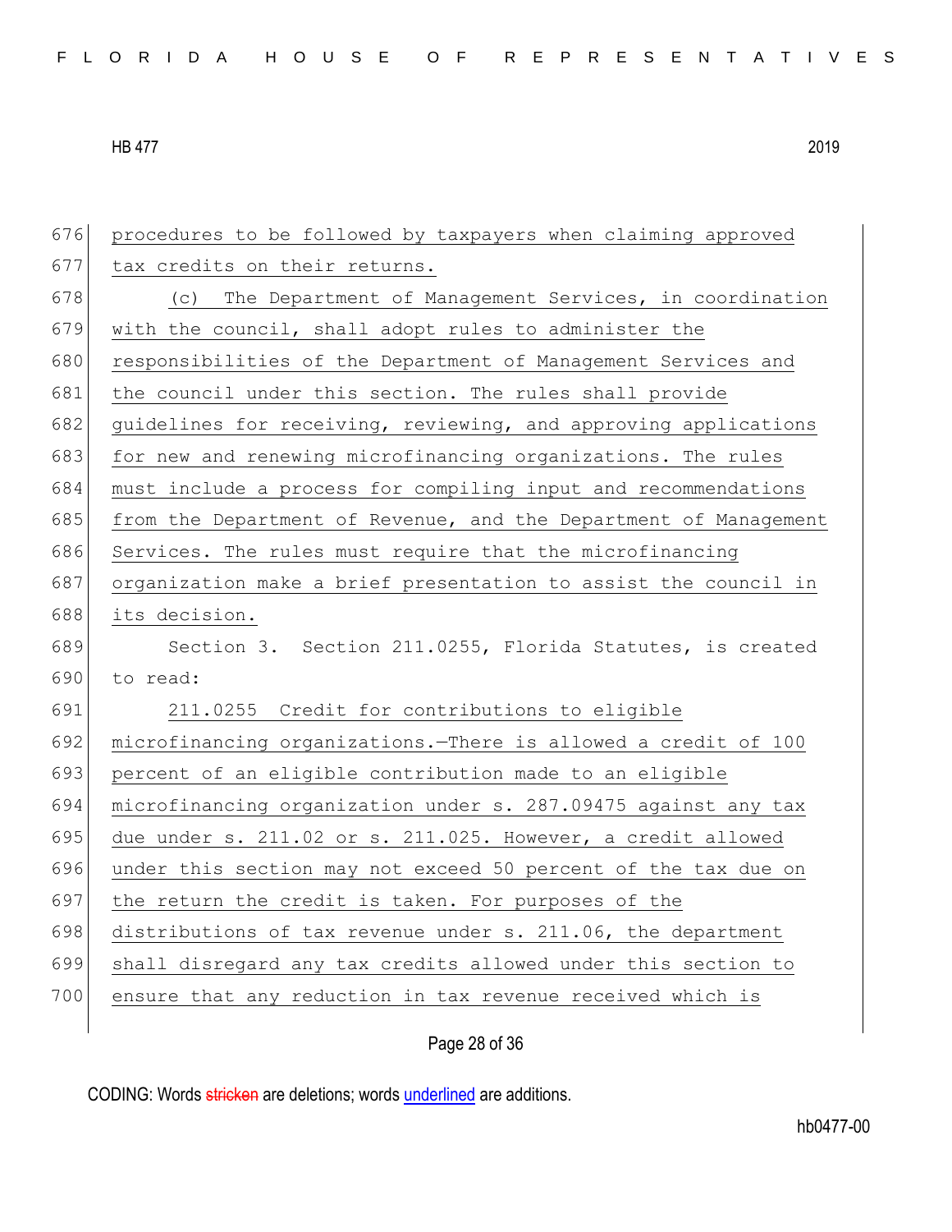676 procedures to be followed by taxpayers when claiming approved
677 tax credits on their returns.

678 (c) The Department of Management Services, in coordination
679 with the council, shall adopt rules to administer the
680 responsibilities of the Department of Management Services and
681 the council under this section. The rules shall provide
682 guidelines for receiving, reviewing, and approving applications
683 for new and renewing microfinancing organizations. The rules
684 must include a process for compiling input and recommendations
685 from the Department of Revenue, and the Department of Management
686 Services. The rules must require that the microfinancing
687 organization make a brief presentation to assist the council in
688 its decision.

689 Section 3. Section 211.0255, Florida Statutes, is created
690 to read:

691 211.0255 Credit for contributions to eligible
692 microfinancing organizations.—There is allowed a credit of 100
693 percent of an eligible contribution made to an eligible
694 microfinancing organization under s. 287.09475 against any tax
695 due under s. 211.02 or s. 211.025. However, a credit allowed
696 under this section may not exceed 50 percent of the tax due on
697 the return the credit is taken. For purposes of the
698 distributions of tax revenue under s. 211.06, the department
699 shall disregard any tax credits allowed under this section to
700 ensure that any reduction in tax revenue received which is

CODING: Words stricken are deletions; words underlined are additions.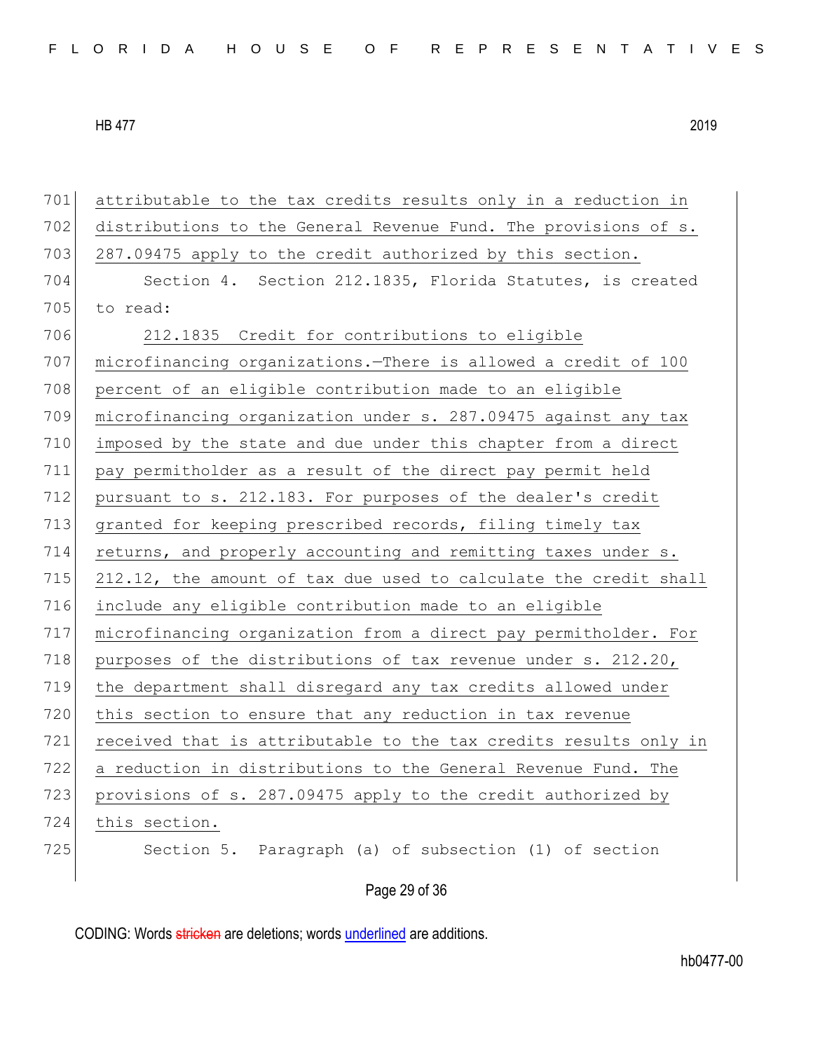701 attributable to the tax credits results only in a reduction in
702 distributions to the General Revenue Fund. The provisions of s.
703 287.09475 apply to the credit authorized by this section.

704 Section 4. Section 212.1835, Florida Statutes, is created
705 to read:

706 212.1835 Credit for contributions to eligible
707 microfinancing organizations.—There is allowed a credit of 100
708 percent of an eligible contribution made to an eligible
709 microfinancing organization under s. 287.09475 against any tax
710 imposed by the state and due under this chapter from a direct
711 pay permitholder as a result of the direct pay permit held
712 pursuant to s. 212.183. For purposes of the dealer's credit
713 granted for keeping prescribed records, filing timely tax
714 returns, and properly accounting and remitting taxes under s.
715 212.12, the amount of tax due used to calculate the credit shall
716 include any eligible contribution made to an eligible
717 microfinancing organization from a direct pay permitholder. For
718 purposes of the distributions of tax revenue under s. 212.20,
719 the department shall disregard any tax credits allowed under
720 this section to ensure that any reduction in tax revenue
721 received that is attributable to the tax credits results only in
722 a reduction in distributions to the General Revenue Fund. The
723 provisions of s. 287.09475 apply to the credit authorized by
724 this section.

725 Section 5. Paragraph (a) of subsection (1) of section

CODING: Words stricken are deletions; words underlined are additions.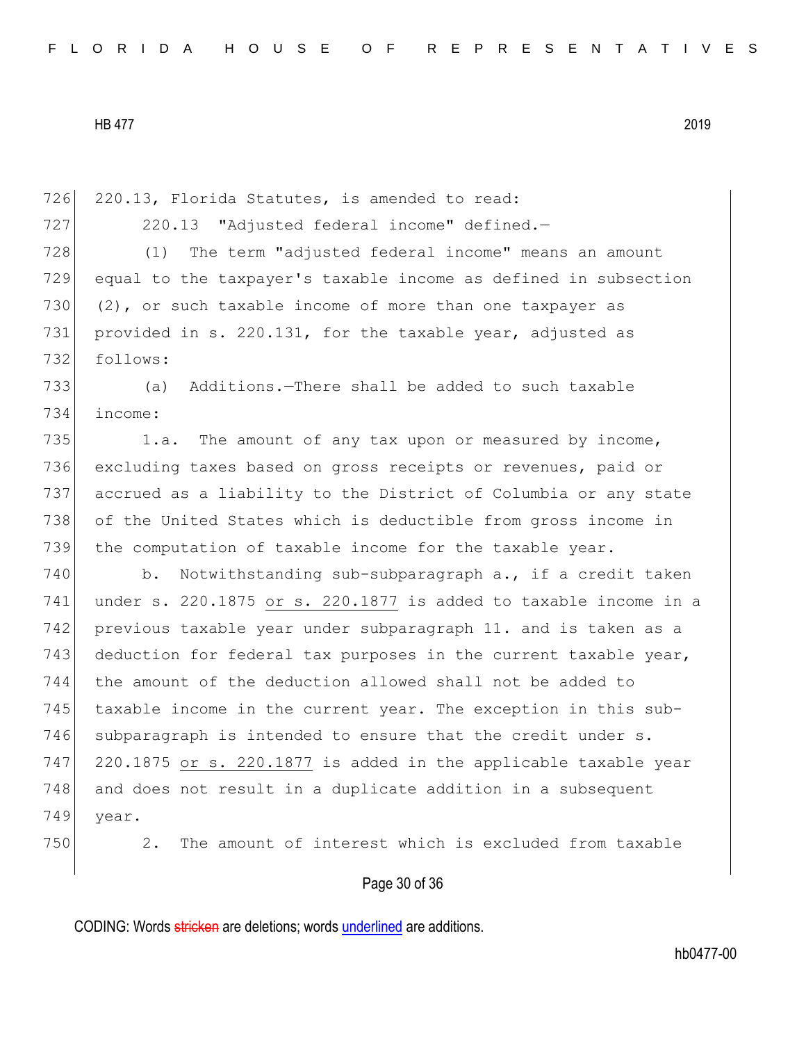726 220.13, Florida Statutes, is amended to read:

727 220.13 "Adjusted federal income" defined.—

728 (1) The term "adjusted federal income" means an amount
729 equal to the taxpayer's taxable income as defined in subsection
730 (2), or such taxable income of more than one taxpayer as
731 provided in s. 220.131, for the taxable year, adjusted as
732 follows:

733 (a) Additions.—There shall be added to such taxable
734 income:

735 1.a. The amount of any tax upon or measured by income,
736 excluding taxes based on gross receipts or revenues, paid or
737 accrued as a liability to the District of Columbia or any state
738 of the United States which is deductible from gross income in
739 the computation of taxable income for the taxable year.

740 b. Notwithstanding sub-subparagraph a., if a credit taken
741 under s. 220.1875 <u>or s. 220.1877</u> is added to taxable income in a
742 previous taxable year under subparagraph 11. and is taken as a
743 deduction for federal tax purposes in the current taxable year,
744 the amount of the deduction allowed shall not be added to
745 taxable income in the current year. The exception in this sub-
746 subparagraph is intended to ensure that the credit under s.
747 220.1875 <u>or s. 220.1877</u> is added in the applicable taxable year
748 and does not result in a duplicate addition in a subsequent
749 year.

750 2. The amount of interest which is excluded from taxable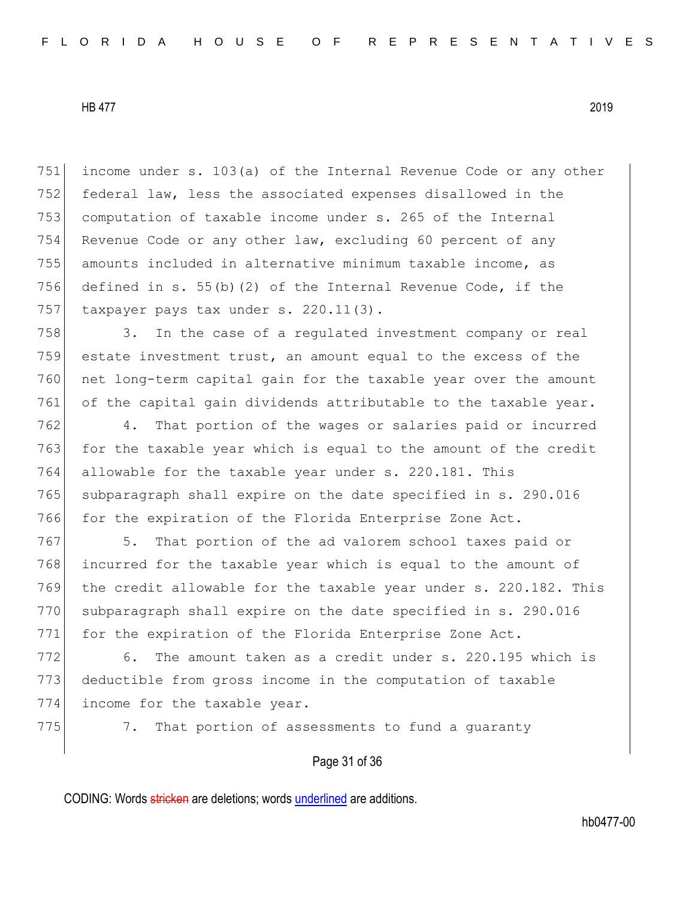income under s. 103(a) of the Internal Revenue Code or any other federal law, less the associated expenses disallowed in the computation of taxable income under s. 265 of the Internal Revenue Code or any other law, excluding 60 percent of any amounts included in alternative minimum taxable income, as defined in s. 55(b)(2) of the Internal Revenue Code, if the taxpayer pays tax under s. 220.11(3).

3. In the case of a regulated investment company or real estate investment trust, an amount equal to the excess of the net long-term capital gain for the taxable year over the amount of the capital gain dividends attributable to the taxable year.

4. That portion of the wages or salaries paid or incurred for the taxable year which is equal to the amount of the credit allowable for the taxable year under s. 220.181. This subparagraph shall expire on the date specified in s. 290.016 for the expiration of the Florida Enterprise Zone Act.

5. That portion of the ad valorem school taxes paid or incurred for the taxable year which is equal to the amount of the credit allowable for the taxable year under s. 220.182. This subparagraph shall expire on the date specified in s. 290.016 for the expiration of the Florida Enterprise Zone Act.

6. The amount taken as a credit under s. 220.195 which is deductible from gross income in the computation of taxable income for the taxable year.

7. That portion of assessments to fund a guaranty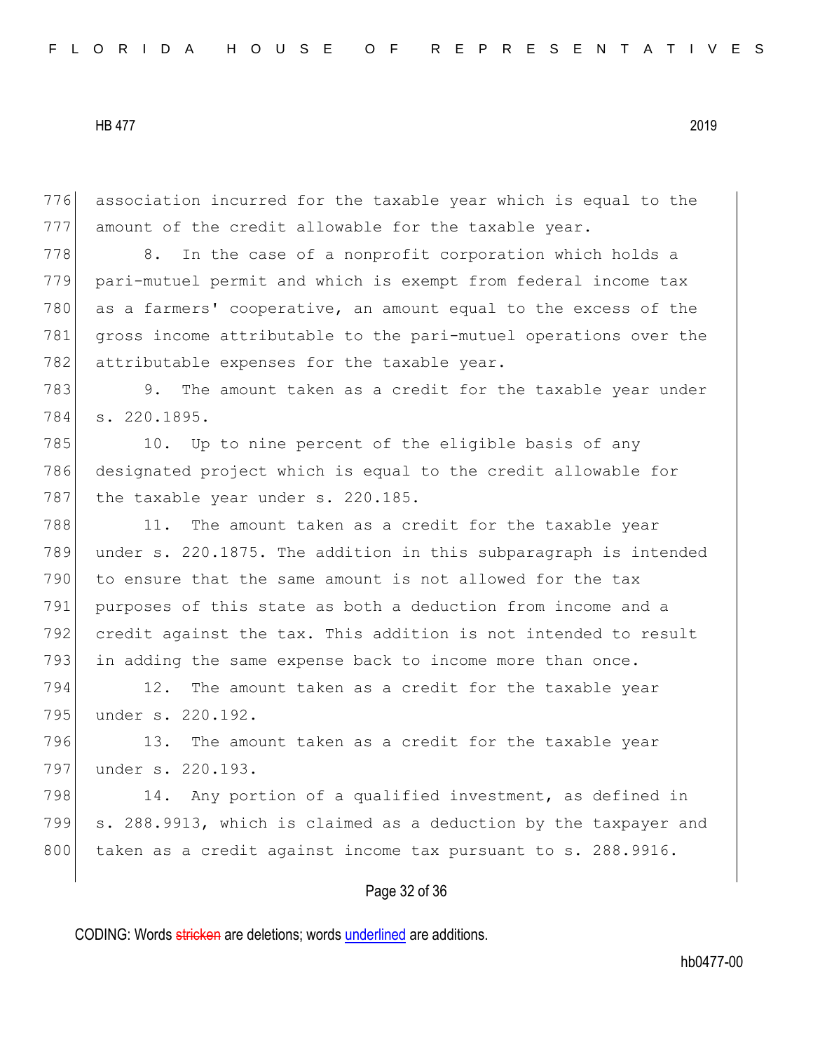association incurred for the taxable year which is equal to the amount of the credit allowable for the taxable year.

8. In the case of a nonprofit corporation which holds a pari-mutuel permit and which is exempt from federal income tax as a farmers' cooperative, an amount equal to the excess of the gross income attributable to the pari-mutuel operations over the attributable expenses for the taxable year.

9. The amount taken as a credit for the taxable year under s. 220.1895.

10. Up to nine percent of the eligible basis of any designated project which is equal to the credit allowable for the taxable year under s. 220.185.

11. The amount taken as a credit for the taxable year under s. 220.1875. The addition in this subparagraph is intended to ensure that the same amount is not allowed for the tax purposes of this state as both a deduction from income and a credit against the tax. This addition is not intended to result in adding the same expense back to income more than once.

12. The amount taken as a credit for the taxable year under s. 220.192.

13. The amount taken as a credit for the taxable year under s. 220.193.

14. Any portion of a qualified investment, as defined in s. 288.9913, which is claimed as a deduction by the taxpayer and taken as a credit against income tax pursuant to s. 288.9916.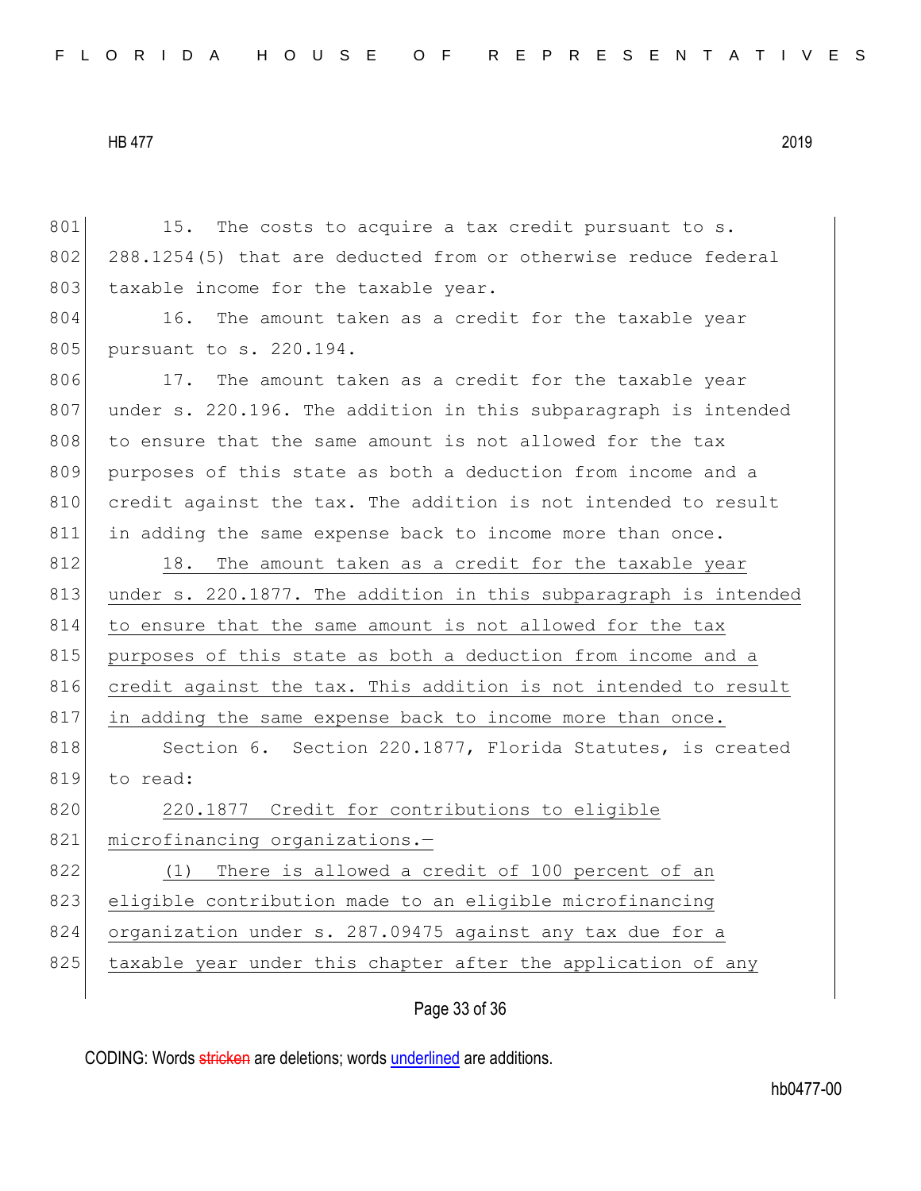15. The costs to acquire a tax credit pursuant to s. 288.1254(5) that are deducted from or otherwise reduce federal taxable income for the taxable year.

16. The amount taken as a credit for the taxable year pursuant to s. 220.194.

17. The amount taken as a credit for the taxable year under s. 220.196. The addition in this subparagraph is intended to ensure that the same amount is not allowed for the tax purposes of this state as both a deduction from income and a credit against the tax. The addition is not intended to result in adding the same expense back to income more than once.

18. The amount taken as a credit for the taxable year under s. 220.1877. The addition in this subparagraph is intended to ensure that the same amount is not allowed for the tax purposes of this state as both a deduction from income and a credit against the tax. This addition is not intended to result in adding the same expense back to income more than once.

Section 6. Section 220.1877, Florida Statutes, is created to read:

220.1877 Credit for contributions to eligible microfinancing organizations.—

(1) There is allowed a credit of 100 percent of an eligible contribution made to an eligible microfinancing organization under s. 287.09475 against any tax due for a taxable year under this chapter after the application of any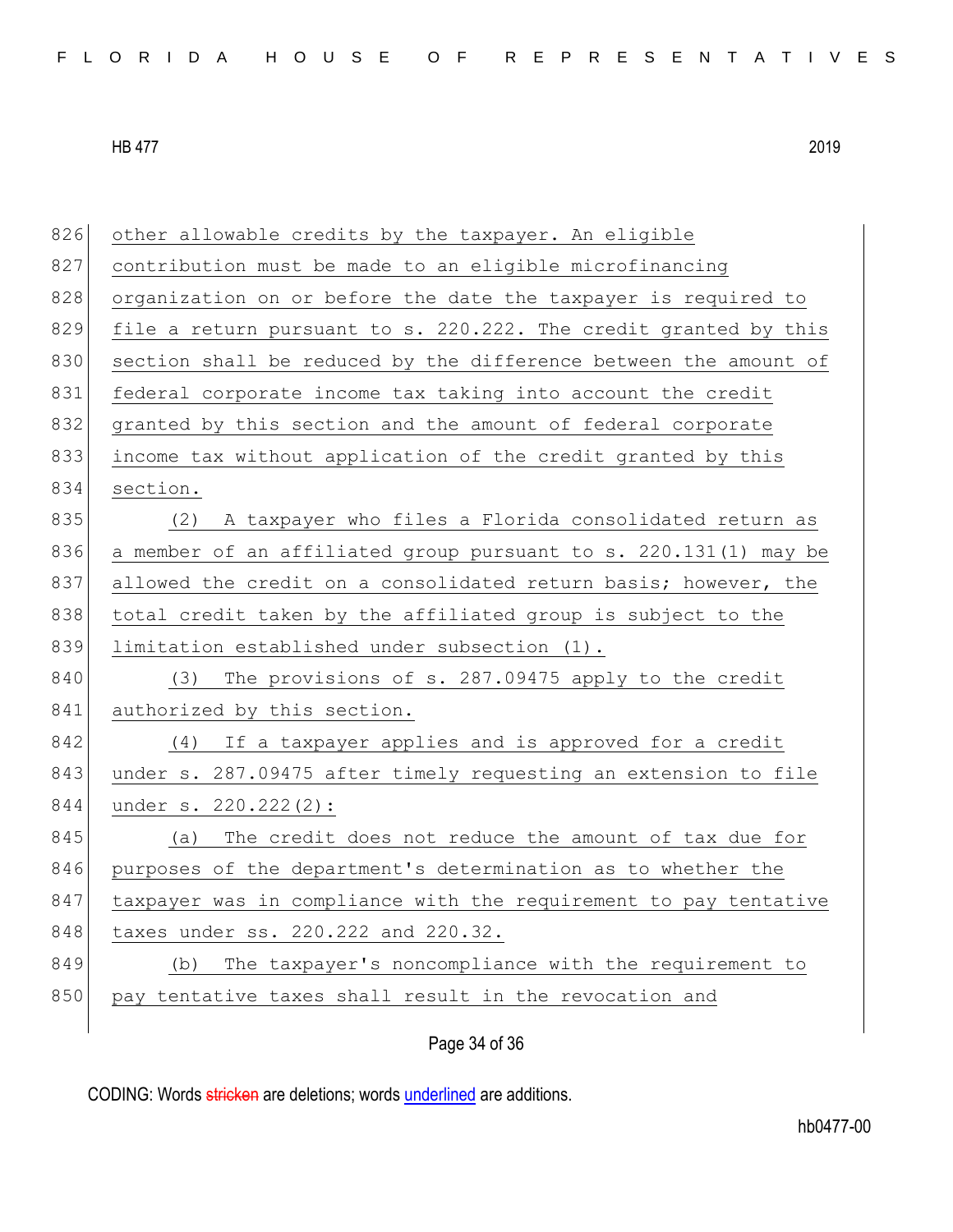other allowable credits by the taxpayer. An eligible contribution must be made to an eligible microfinancing organization on or before the date the taxpayer is required to file a return pursuant to s. 220.222. The credit granted by this section shall be reduced by the difference between the amount of federal corporate income tax taking into account the credit granted by this section and the amount of federal corporate income tax without application of the credit granted by this section.

(2) A taxpayer who files a Florida consolidated return as a member of an affiliated group pursuant to s. 220.131(1) may be allowed the credit on a consolidated return basis; however, the total credit taken by the affiliated group is subject to the limitation established under subsection (1).

(3) The provisions of s. 287.09475 apply to the credit authorized by this section.

(4) If a taxpayer applies and is approved for a credit under s. 287.09475 after timely requesting an extension to file under s. 220.222(2):

(a) The credit does not reduce the amount of tax due for purposes of the department's determination as to whether the taxpayer was in compliance with the requirement to pay tentative taxes under ss. 220.222 and 220.32.

(b) The taxpayer's noncompliance with the requirement to pay tentative taxes shall result in the revocation and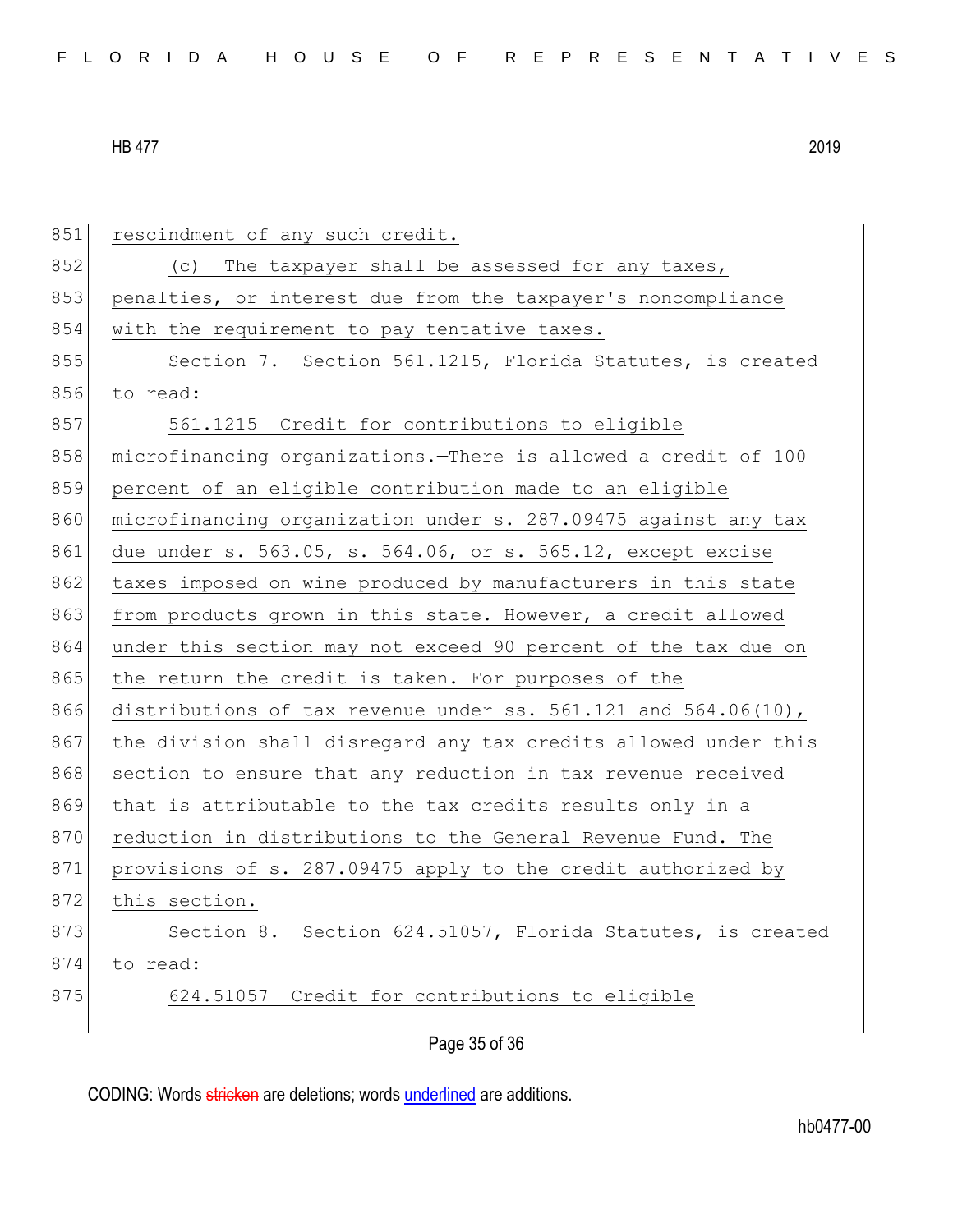rescindment of any such credit.

(c) The taxpayer shall be assessed for any taxes, penalties, or interest due from the taxpayer's noncompliance with the requirement to pay tentative taxes.

Section 7. Section 561.1215, Florida Statutes, is created to read:

561.1215 Credit for contributions to eligible microfinancing organizations.—There is allowed a credit of 100 percent of an eligible contribution made to an eligible microfinancing organization under s. 287.09475 against any tax due under s. 563.05, s. 564.06, or s. 565.12, except excise taxes imposed on wine produced by manufacturers in this state from products grown in this state. However, a credit allowed under this section may not exceed 90 percent of the tax due on the return the credit is taken. For purposes of the distributions of tax revenue under ss. 561.121 and 564.06(10), the division shall disregard any tax credits allowed under this section to ensure that any reduction in tax revenue received that is attributable to the tax credits results only in a reduction in distributions to the General Revenue Fund. The provisions of s. 287.09475 apply to the credit authorized by this section.

Section 8. Section 624.51057, Florida Statutes, is created to read:

624.51057 Credit for contributions to eligible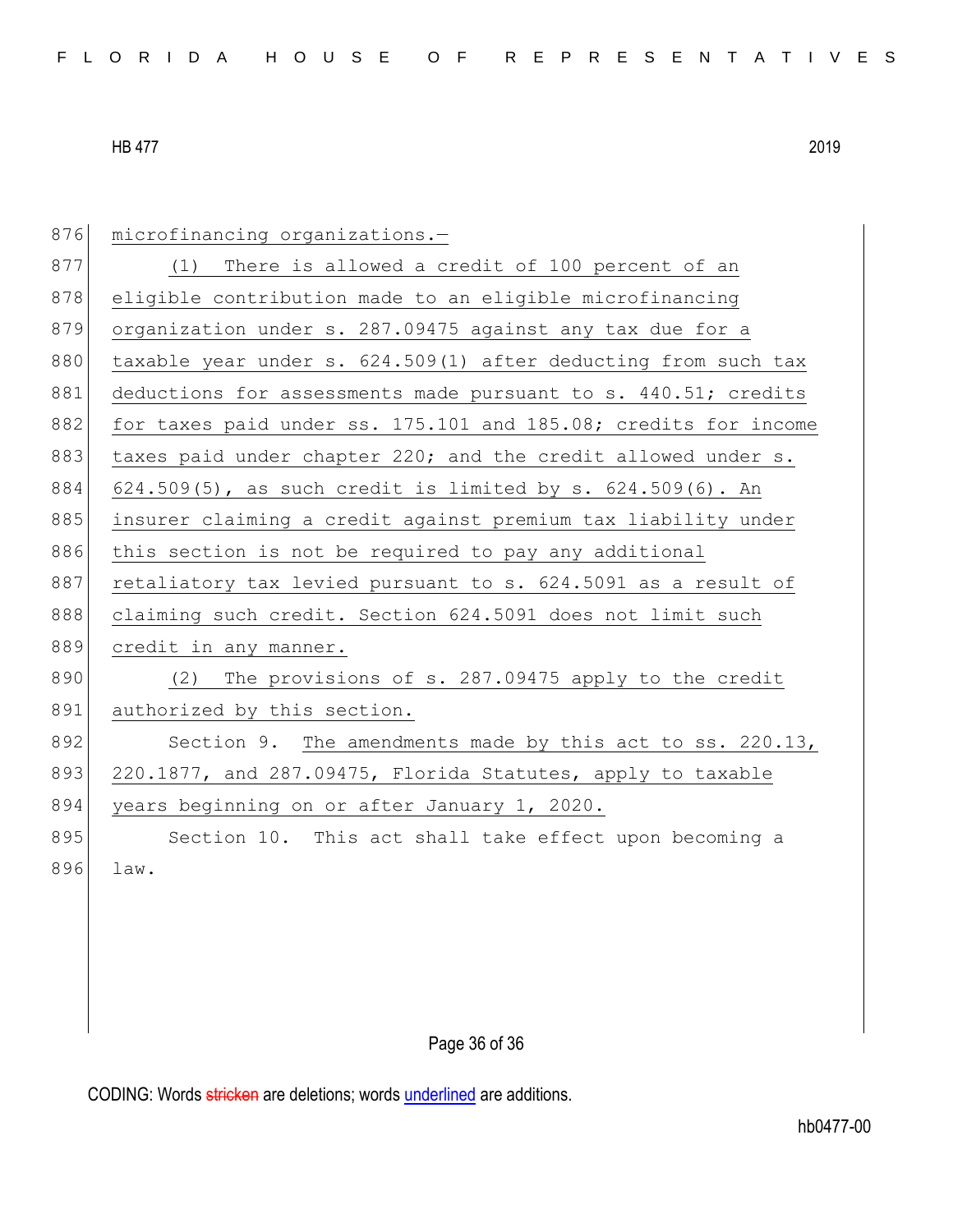876 microfinancing organizations.—

877 (1) There is allowed a credit of 100 percent of an
878 eligible contribution made to an eligible microfinancing
879 organization under s. 287.09475 against any tax due for a
880 taxable year under s. 624.509(1) after deducting from such tax
881 deductions for assessments made pursuant to s. 440.51; credits
882 for taxes paid under ss. 175.101 and 185.08; credits for income
883 taxes paid under chapter 220; and the credit allowed under s.
884 624.509(5), as such credit is limited by s. 624.509(6). An
885 insurer claiming a credit against premium tax liability under
886 this section is not be required to pay any additional
887 retaliatory tax levied pursuant to s. 624.5091 as a result of
888 claiming such credit. Section 624.5091 does not limit such
889 credit in any manner.

890 (2) The provisions of s. 287.09475 apply to the credit
891 authorized by this section.

892 Section 9. The amendments made by this act to ss. 220.13,
893 220.1877, and 287.09475, Florida Statutes, apply to taxable
894 years beginning on or after January 1, 2020.

895 Section 10. This act shall take effect upon becoming a
896 law.

CODING: Words stricken are deletions; words underlined are additions.